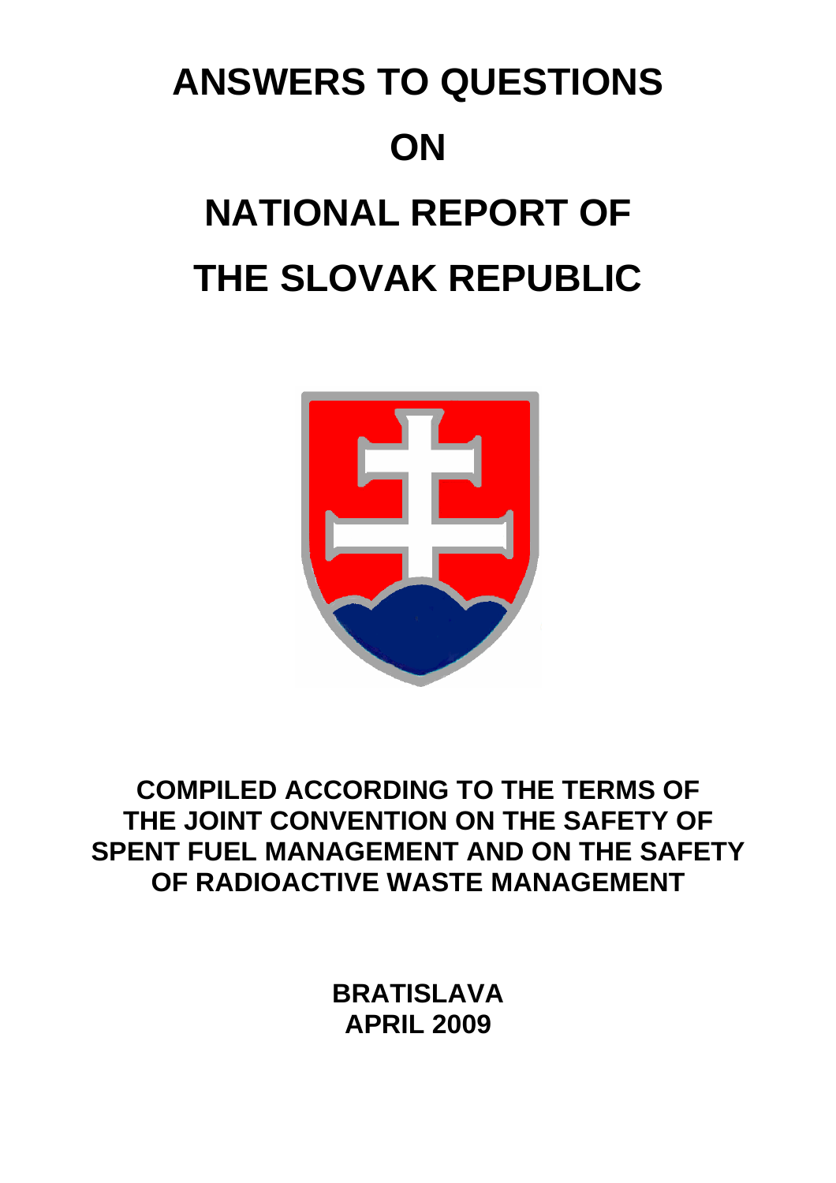# ANSWERS TO QUESTIONS ON NATIONAL REPORT OF THE SLOVAK REPUBLIC

**COMPILED ACCORDING TO THE TERMS OF THE JOINT CONVENTION ON THE SAFETY OF SPENT FUEL MANAGEMENT AND ON THE SAFETY OF RADIOACTIVE WASTE MANAGEMENT**

**BRATISLAVA**
**APRIL 2009**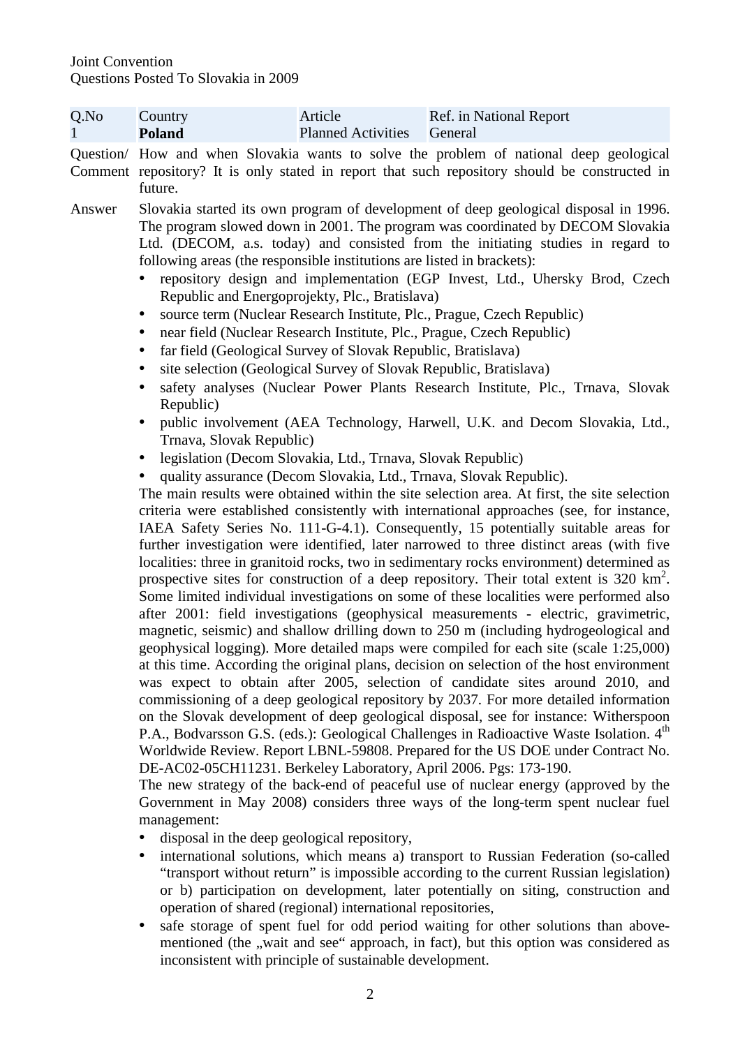Joint Convention
Questions Posted To Slovakia in 2009

| Q.No | Country | Article | Ref. in National Report |
|---|---|---|---|
| 1 | **Poland** | Planned Activities | General |

Question/ Comment: How and when Slovakia wants to solve the problem of national deep geological repository? It is only stated in report that such repository should be constructed in future.

Answer: Slovakia started its own program of development of deep geological disposal in 1996. The program slowed down in 2001. The program was coordinated by DECOM Slovakia Ltd. (DECOM, a.s. today) and consisted from the initiating studies in regard to following areas (the responsible institutions are listed in brackets):

- repository design and implementation (EGP Invest, Ltd., Uhersky Brod, Czech Republic and Energoprojekty, Plc., Bratislava)
- source term (Nuclear Research Institute, Plc., Prague, Czech Republic)
- near field (Nuclear Research Institute, Plc., Prague, Czech Republic)
- far field (Geological Survey of Slovak Republic, Bratislava)
- site selection (Geological Survey of Slovak Republic, Bratislava)
- safety analyses (Nuclear Power Plants Research Institute, Plc., Trnava, Slovak Republic)
- public involvement (AEA Technology, Harwell, U.K. and Decom Slovakia, Ltd., Trnava, Slovak Republic)
- legislation (Decom Slovakia, Ltd., Trnava, Slovak Republic)
- quality assurance (Decom Slovakia, Ltd., Trnava, Slovak Republic).

The main results were obtained within the site selection area. At first, the site selection criteria were established consistently with international approaches (see, for instance, IAEA Safety Series No. 111-G-4.1). Consequently, 15 potentially suitable areas for further investigation were identified, later narrowed to three distinct areas (with five localities: three in granitoid rocks, two in sedimentary rocks environment) determined as prospective sites for construction of a deep repository. Their total extent is 320 km$^2$. Some limited individual investigations on some of these localities were performed also after 2001: field investigations (geophysical measurements - electric, gravimetric, magnetic, seismic) and shallow drilling down to 250 m (including hydrogeological and geophysical logging). More detailed maps were compiled for each site (scale 1:25,000) at this time. According the original plans, decision on selection of the host environment was expect to obtain after 2005, selection of candidate sites around 2010, and commissioning of a deep geological repository by 2037. For more detailed information on the Slovak development of deep geological disposal, see for instance: Witherspoon P.A., Bodvarsson G.S. (eds.): Geological Challenges in Radioactive Waste Isolation. 4th Worldwide Review. Report LBNL-59808. Prepared for the US DOE under Contract No. DE-AC02-05CH11231. Berkeley Laboratory, April 2006. Pgs: 173-190.

The new strategy of the back-end of peaceful use of nuclear energy (approved by the Government in May 2008) considers three ways of the long-term spent nuclear fuel management:

- disposal in the deep geological repository,
- international solutions, which means a) transport to Russian Federation (so-called "transport without return" is impossible according to the current Russian legislation) or b) participation on development, later potentially on siting, construction and operation of shared (regional) international repositories,
- safe storage of spent fuel for odd period waiting for other solutions than above-mentioned (the „wait and see" approach, in fact), but this option was considered as inconsistent with principle of sustainable development.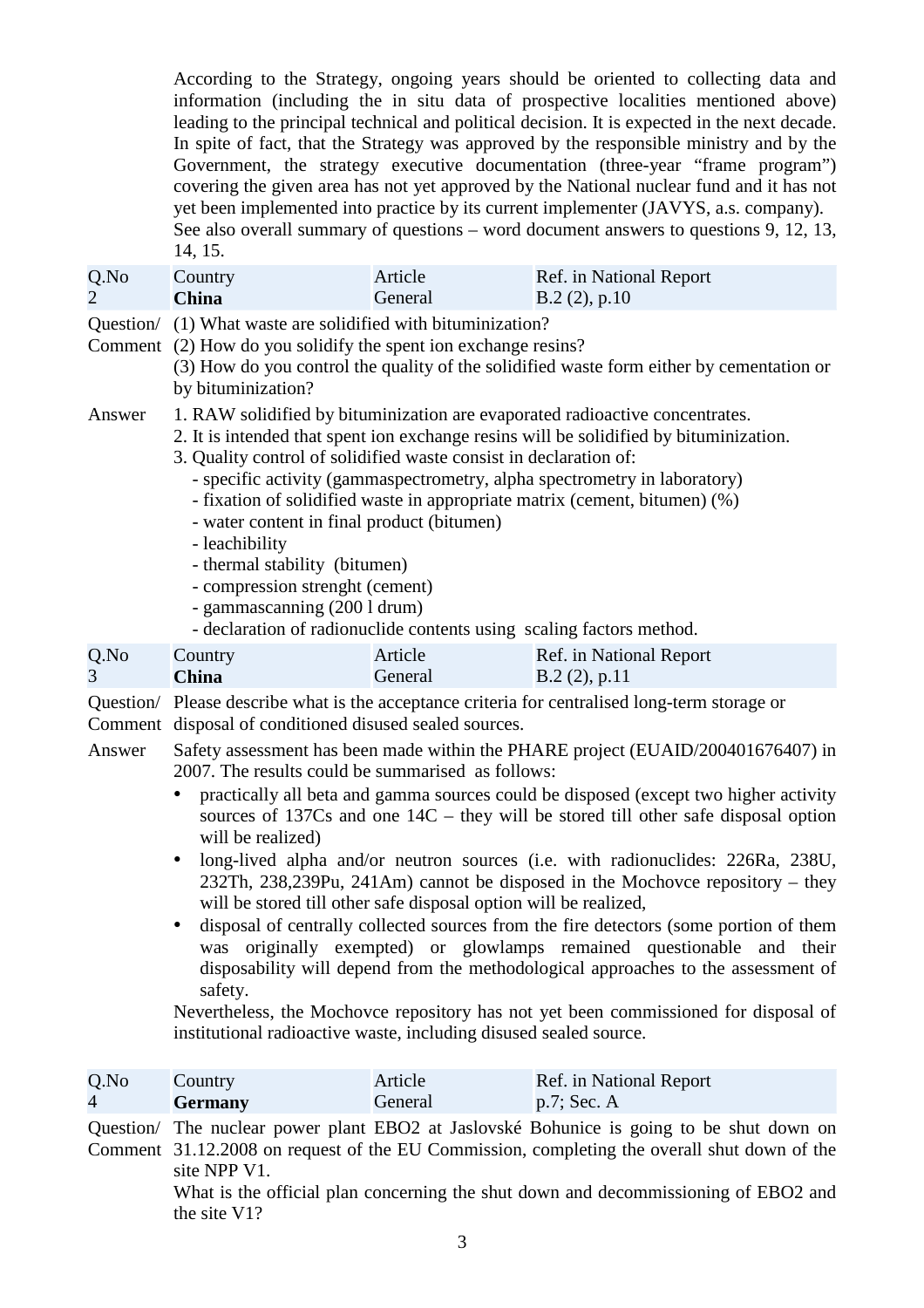According to the Strategy, ongoing years should be oriented to collecting data and information (including the in situ data of prospective localities mentioned above) leading to the principal technical and political decision. It is expected in the next decade. In spite of fact, that the Strategy was approved by the responsible ministry and by the Government, the strategy executive documentation (three-year "frame program") covering the given area has not yet approved by the National nuclear fund and it has not yet been implemented into practice by its current implementer (JAVYS, a.s. company).

See also overall summary of questions – word document answers to questions 9, 12, 13, 14, 15.

| Q.No | Country | Article | Ref. in National Report |
|---|---|---|---|
| 2 | **China** | General | B.2 (2), p.10 |

**Question/ Comment**

(1) What waste are solidified with bituminization?
(2) How do you solidify the spent ion exchange resins?
(3) How do you control the quality of the solidified waste form either by cementation or by bituminization?

**Answer**

1. RAW solidified by bituminization are evaporated radioactive concentrates.
2. It is intended that spent ion exchange resins will be solidified by bituminization.
3. Quality control of solidified waste consist in declaration of:
   - specific activity (gammaspectrometry, alpha spectrometry in laboratory)
   - fixation of solidified waste in appropriate matrix (cement, bitumen) (%)
   - water content in final product (bitumen)
   - leachibility
   - thermal stability (bitumen)
   - compression strenght (cement)
   - gammascanning (200 l drum)
   - declaration of radionuclide contents using scaling factors method.

| Q.No | Country | Article | Ref. in National Report |
|---|---|---|---|
| 3 | **China** | General | B.2 (2), p.11 |

**Question/ Comment**

Please describe what is the acceptance criteria for centralised long-term storage or disposal of conditioned disused sealed sources.

**Answer**

Safety assessment has been made within the PHARE project (EUAID/200401676407) in 2007. The results could be summarised as follows:

- practically all beta and gamma sources could be disposed (except two higher activity sources of 137Cs and one 14C – they will be stored till other safe disposal option will be realized)
- long-lived alpha and/or neutron sources (i.e. with radionuclides: 226Ra, 238U, 232Th, 238,239Pu, 241Am) cannot be disposed in the Mochovce repository – they will be stored till other safe disposal option will be realized,
- disposal of centrally collected sources from the fire detectors (some portion of them was originally exempted) or glowlamps remained questionable and their disposability will depend from the methodological approaches to the assessment of safety.

Nevertheless, the Mochovce repository has not yet been commissioned for disposal of institutional radioactive waste, including disused sealed source.

| Q.No | Country | Article | Ref. in National Report |
|---|---|---|---|
| 4 | **Germany** | General | p.7; Sec. A |

**Question/ Comment**

The nuclear power plant EBO2 at Jaslovské Bohunice is going to be shut down on 31.12.2008 on request of the EU Commission, completing the overall shut down of the site NPP V1.

What is the official plan concerning the shut down and decommissioning of EBO2 and the site V1?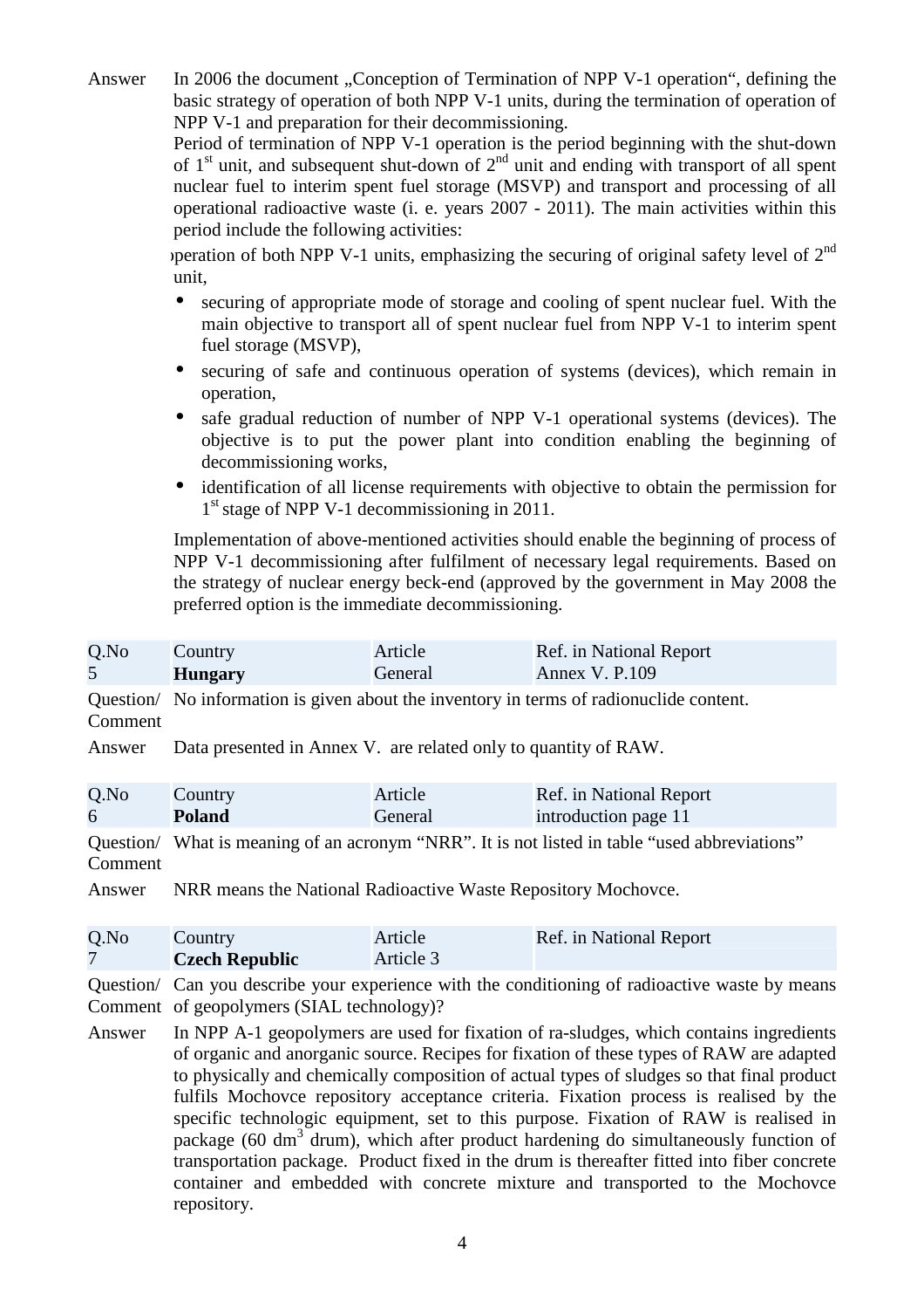Answer In 2006 the document „Conception of Termination of NPP V-1 operation“, defining the basic strategy of operation of both NPP V-1 units, during the termination of operation of NPP V-1 and preparation for their decommissioning.

Period of termination of NPP V-1 operation is the period beginning with the shut-down of 1st unit, and subsequent shut-down of 2nd unit and ending with transport of all spent nuclear fuel to interim spent fuel storage (MSVP) and transport and processing of all operational radioactive waste (i. e. years 2007 - 2011). The main activities within this period include the following activities:

- operation of both NPP V-1 units, emphasizing the securing of original safety level of 2nd unit,
- securing of appropriate mode of storage and cooling of spent nuclear fuel. With the main objective to transport all of spent nuclear fuel from NPP V-1 to interim spent fuel storage (MSVP),
- securing of safe and continuous operation of systems (devices), which remain in operation,
- safe gradual reduction of number of NPP V-1 operational systems (devices). The objective is to put the power plant into condition enabling the beginning of decommissioning works,
- identification of all license requirements with objective to obtain the permission for 1st stage of NPP V-1 decommissioning in 2011.

Implementation of above-mentioned activities should enable the beginning of process of NPP V-1 decommissioning after fulfilment of necessary legal requirements. Based on the strategy of nuclear energy beck-end (approved by the government in May 2008 the preferred option is the immediate decommissioning.

| Q.No | Country | Article | Ref. in National Report |
|---|---|---|---|
| 5 | **Hungary** | General | Annex V. P.109 |

Question/ Comment: No information is given about the inventory in terms of radionuclide content.

Answer: Data presented in Annex V. are related only to quantity of RAW.

| Q.No | Country | Article | Ref. in National Report |
|---|---|---|---|
| 6 | **Poland** | General | introduction page 11 |

Question/ Comment: What is meaning of an acronym “NRR”. It is not listed in table “used abbreviations”

Answer: NRR means the National Radioactive Waste Repository Mochovce.

| Q.No | Country | Article | Ref. in National Report |
|---|---|---|---|
| 7 | **Czech Republic** | Article 3 | |

Question/ Comment: Can you describe your experience with the conditioning of radioactive waste by means of geopolymers (SIAL technology)?

Answer: In NPP A-1 geopolymers are used for fixation of ra-sludges, which contains ingredients of organic and anorganic source. Recipes for fixation of these types of RAW are adapted to physically and chemically composition of actual types of sludges so that final product fulfils Mochovce repository acceptance criteria. Fixation process is realised by the specific technologic equipment, set to this purpose. Fixation of RAW is realised in package (60 $dm^3$ drum), which after product hardening do simultaneously function of transportation package. Product fixed in the drum is thereafter fitted into fiber concrete container and embedded with concrete mixture and transported to the Mochovce repository.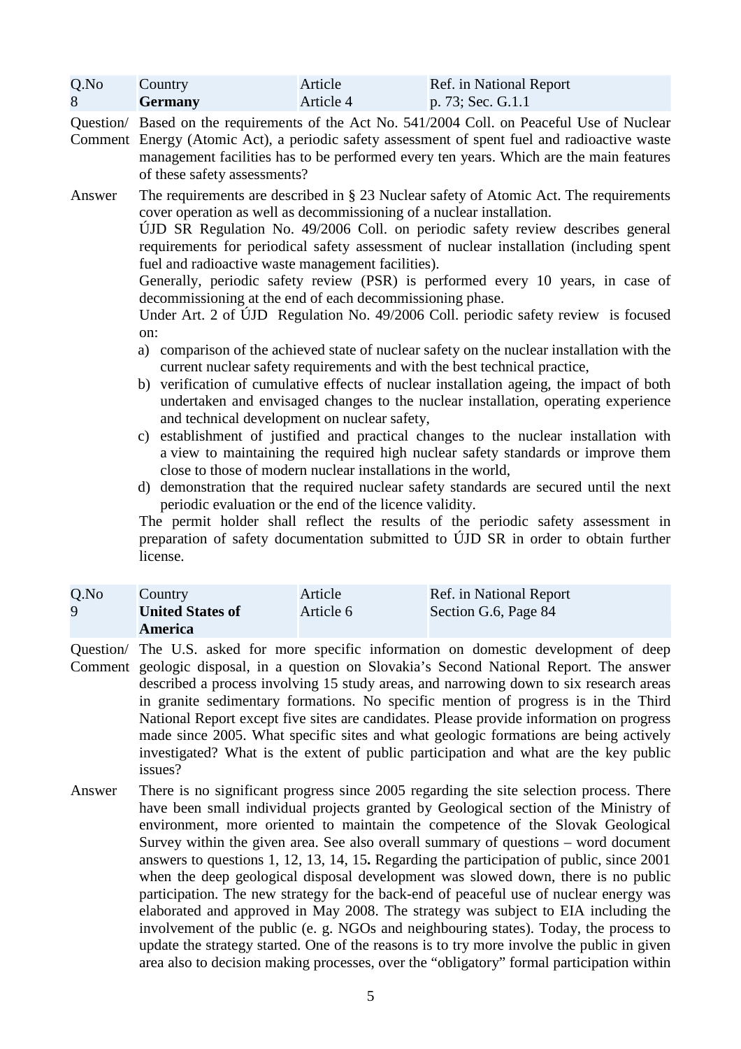| Q.No | Country | Article | Ref. in National Report |
|---|---|---|---|
| 8 | **Germany** | Article 4 | p. 73; Sec. G.1.1 |

**Question/ Comment** Based on the requirements of the Act No. 541/2004 Coll. on Peaceful Use of Nuclear Energy (Atomic Act), a periodic safety assessment of spent fuel and radioactive waste management facilities has to be performed every ten years. Which are the main features of these safety assessments?

**Answer** The requirements are described in § 23 Nuclear safety of Atomic Act. The requirements cover operation as well as decommissioning of a nuclear installation.

ÚJD SR Regulation No. 49/2006 Coll. on periodic safety review describes general requirements for periodical safety assessment of nuclear installation (including spent fuel and radioactive waste management facilities).

Generally, periodic safety review (PSR) is performed every 10 years, in case of decommissioning at the end of each decommissioning phase.

Under Art. 2 of ÚJD Regulation No. 49/2006 Coll. periodic safety review is focused on:

a) comparison of the achieved state of nuclear safety on the nuclear installation with the current nuclear safety requirements and with the best technical practice,
b) verification of cumulative effects of nuclear installation ageing, the impact of both undertaken and envisaged changes to the nuclear installation, operating experience and technical development on nuclear safety,
c) establishment of justified and practical changes to the nuclear installation with a view to maintaining the required high nuclear safety standards or improve them close to those of modern nuclear installations in the world,
d) demonstration that the required nuclear safety standards are secured until the next periodic evaluation or the end of the licence validity.

The permit holder shall reflect the results of the periodic safety assessment in preparation of safety documentation submitted to ÚJD SR in order to obtain further license.

| Q.No | Country | Article | Ref. in National Report |
|---|---|---|---|
| 9 | **United States of America** | Article 6 | Section G.6, Page 84 |

**Question/ Comment** The U.S. asked for more specific information on domestic development of deep geologic disposal, in a question on Slovakia's Second National Report. The answer described a process involving 15 study areas, and narrowing down to six research areas in granite sedimentary formations. No specific mention of progress is in the Third National Report except five sites are candidates. Please provide information on progress made since 2005. What specific sites and what geologic formations are being actively investigated? What is the extent of public participation and what are the key public issues?

**Answer** There is no significant progress since 2005 regarding the site selection process. There have been small individual projects granted by Geological section of the Ministry of environment, more oriented to maintain the competence of the Slovak Geological Survey within the given area. See also overall summary of questions – word document answers to questions 1, 12, 13, 14, 15**.** Regarding the participation of public, since 2001 when the deep geological disposal development was slowed down, there is no public participation. The new strategy for the back-end of peaceful use of nuclear energy was elaborated and approved in May 2008. The strategy was subject to EIA including the involvement of the public (e. g. NGOs and neighbouring states). Today, the process to update the strategy started. One of the reasons is to try more involve the public in given area also to decision making processes, over the "obligatory" formal participation within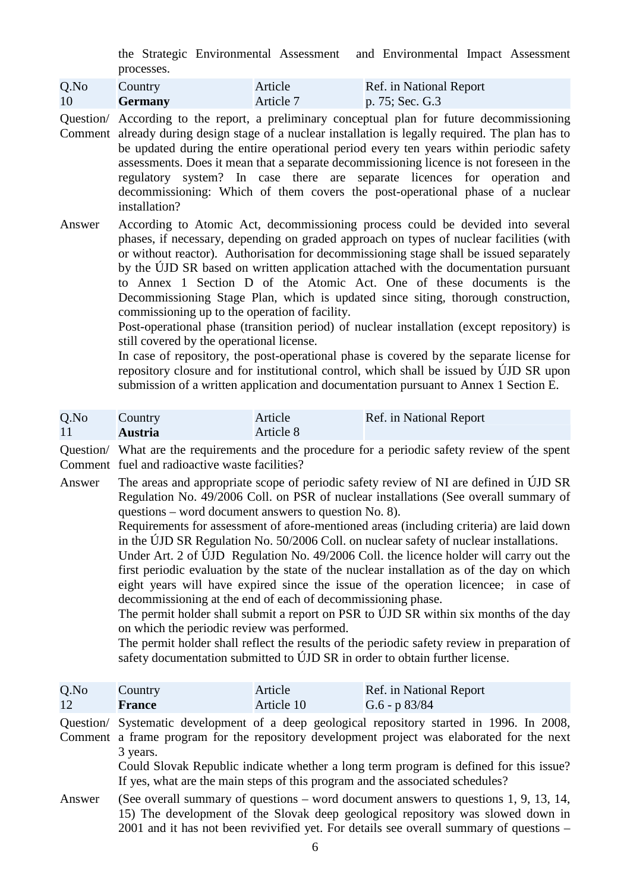the Strategic Environmental Assessment and Environmental Impact Assessment processes.

| Q.No | Country | Article | Ref. in National Report |
|---|---|---|---|
| 10 | **Germany** | Article 7 | p. 75; Sec. G.3 |

Question/ Comment According to the report, a preliminary conceptual plan for future decommissioning already during design stage of a nuclear installation is legally required. The plan has to be updated during the entire operational period every ten years within periodic safety assessments. Does it mean that a separate decommissioning licence is not foreseen in the regulatory system? In case there are separate licences for operation and decommissioning: Which of them covers the post-operational phase of a nuclear installation?

Answer According to Atomic Act, decommissioning process could be devided into several phases, if necessary, depending on graded approach on types of nuclear facilities (with or without reactor). Authorisation for decommissioning stage shall be issued separately by the ÚJD SR based on written application attached with the documentation pursuant to Annex 1 Section D of the Atomic Act. One of these documents is the Decommissioning Stage Plan, which is updated since siting, thorough construction, commissioning up to the operation of facility.

Post-operational phase (transition period) of nuclear installation (except repository) is still covered by the operational license.

In case of repository, the post-operational phase is covered by the separate license for repository closure and for institutional control, which shall be issued by ÚJD SR upon submission of a written application and documentation pursuant to Annex 1 Section E.

| Q.No | Country | Article | Ref. in National Report |
|---|---|---|---|
| 11 | **Austria** | Article 8 | |

Question/ Comment What are the requirements and the procedure for a periodic safety review of the spent fuel and radioactive waste facilities?

Answer The areas and appropriate scope of periodic safety review of NI are defined in ÚJD SR Regulation No. 49/2006 Coll. on PSR of nuclear installations (See overall summary of questions – word document answers to question No. 8).

Requirements for assessment of afore-mentioned areas (including criteria) are laid down in the ÚJD SR Regulation No. 50/2006 Coll. on nuclear safety of nuclear installations.

Under Art. 2 of ÚJD Regulation No. 49/2006 Coll. the licence holder will carry out the first periodic evaluation by the state of the nuclear installation as of the day on which eight years will have expired since the issue of the operation licencee; in case of decommissioning at the end of each of decommissioning phase.

The permit holder shall submit a report on PSR to ÚJD SR within six months of the day on which the periodic review was performed.

The permit holder shall reflect the results of the periodic safety review in preparation of safety documentation submitted to ÚJD SR in order to obtain further license.

| Q.No | Country | Article | Ref. in National Report |
|---|---|---|---|
| 12 | **France** | Article 10 | G.6 - p 83/84 |

Question/ Comment Systematic development of a deep geological repository started in 1996. In 2008, a frame program for the repository development project was elaborated for the next 3 years.

Could Slovak Republic indicate whether a long term program is defined for this issue? If yes, what are the main steps of this program and the associated schedules?

Answer (See overall summary of questions – word document answers to questions 1, 9, 13, 14, 15) The development of the Slovak deep geological repository was slowed down in 2001 and it has not been revivified yet. For details see overall summary of questions –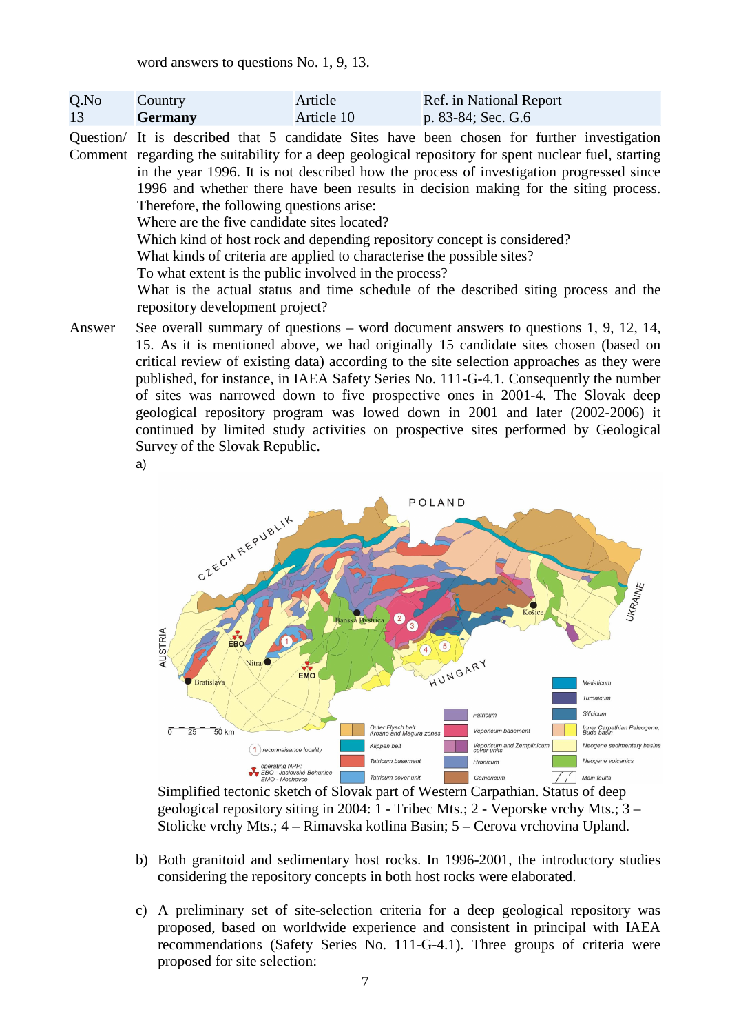word answers to questions No. 1, 9, 13.

| Q.No | Country | Article | Ref. in National Report |
|---|---|---|---|
| 13 | **Germany** | Article 10 | p. 83-84; Sec. G.6 |

Question/ Comment
: It is described that 5 candidate Sites have been chosen for further investigation regarding the suitability for a deep geological repository for spent nuclear fuel, starting in the year 1996. It is not described how the process of investigation progressed since 1996 and whether there have been results in decision making for the siting process. Therefore, the following questions arise:
Where are the five candidate sites located?
Which kind of host rock and depending repository concept is considered?
What kinds of criteria are applied to characterise the possible sites?
To what extent is the public involved in the process?
What is the actual status and time schedule of the described siting process and the repository development project?

Answer
: See overall summary of questions – word document answers to questions 1, 9, 12, 14, 15. As it is mentioned above, we had originally 15 candidate sites chosen (based on critical review of existing data) according to the site selection approaches as they were published, for instance, in IAEA Safety Series No. 111-G-4.1. Consequently the number of sites was narrowed down to five prospective ones in 2001-4. The Slovak deep geological repository program was lowed down in 2001 and later (2002-2006) it continued by limited study activities on prospective sites performed by Geological Survey of the Slovak Republic.

a)

Simplified tectonic sketch of Slovak part of Western Carpathian. Status of deep geological repository siting in 2004: 1 - Tribec Mts.; 2 - Veporske vrchy Mts.; 3 – Stolicke vrchy Mts.; 4 – Rimavska kotlina Basin; 5 – Cerova vrchovina Upland.

b) Both granitoid and sedimentary host rocks. In 1996-2001, the introductory studies considering the repository concepts in both host rocks were elaborated.

c) A preliminary set of site-selection criteria for a deep geological repository was proposed, based on worldwide experience and consistent in principal with IAEA recommendations (Safety Series No. 111-G-4.1). Three groups of criteria were proposed for site selection: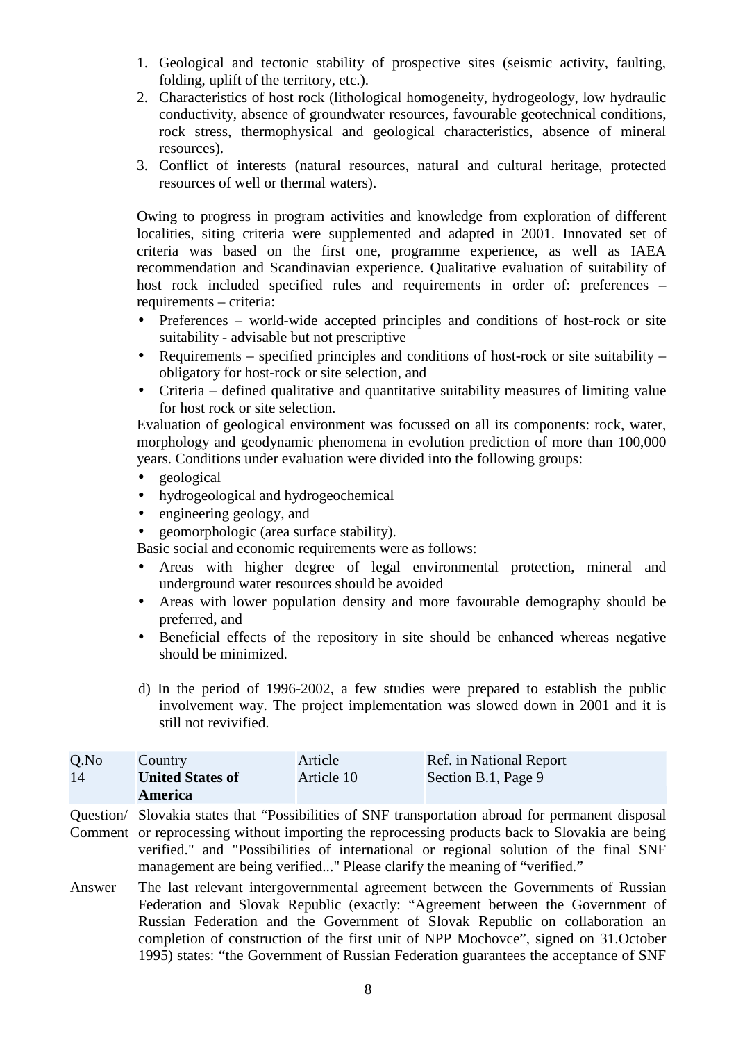1. Geological and tectonic stability of prospective sites (seismic activity, faulting, folding, uplift of the territory, etc.).
2. Characteristics of host rock (lithological homogeneity, hydrogeology, low hydraulic conductivity, absence of groundwater resources, favourable geotechnical conditions, rock stress, thermophysical and geological characteristics, absence of mineral resources).
3. Conflict of interests (natural resources, natural and cultural heritage, protected resources of well or thermal waters).

Owing to progress in program activities and knowledge from exploration of different localities, siting criteria were supplemented and adapted in 2001. Innovated set of criteria was based on the first one, programme experience, as well as IAEA recommendation and Scandinavian experience. Qualitative evaluation of suitability of host rock included specified rules and requirements in order of: preferences – requirements – criteria:

- Preferences – world-wide accepted principles and conditions of host-rock or site suitability - advisable but not prescriptive
- Requirements – specified principles and conditions of host-rock or site suitability – obligatory for host-rock or site selection, and
- Criteria – defined qualitative and quantitative suitability measures of limiting value for host rock or site selection.

Evaluation of geological environment was focussed on all its components: rock, water, morphology and geodynamic phenomena in evolution prediction of more than 100,000 years. Conditions under evaluation were divided into the following groups:

- geological
- hydrogeological and hydrogeochemical
- engineering geology, and
- geomorphologic (area surface stability).

Basic social and economic requirements were as follows:

- Areas with higher degree of legal environmental protection, mineral and underground water resources should be avoided
- Areas with lower population density and more favourable demography should be preferred, and
- Beneficial effects of the repository in site should be enhanced whereas negative should be minimized.

d) In the period of 1996-2002, a few studies were prepared to establish the public involvement way. The project implementation was slowed down in 2001 and it is still not revivified.

| Q.No | Country | Article | Ref. in National Report |
|---|---|---|---|
| 14 | **United States of America** | Article 10 | Section B.1, Page 9 |

Question/ Comment: Slovakia states that “Possibilities of SNF transportation abroad for permanent disposal or reprocessing without importing the reprocessing products back to Slovakia are being verified." and "Possibilities of international or regional solution of the final SNF management are being verified..." Please clarify the meaning of “verified.”

Answer: The last relevant intergovernmental agreement between the Governments of Russian Federation and Slovak Republic (exactly: “Agreement between the Government of Russian Federation and the Government of Slovak Republic on collaboration an completion of construction of the first unit of NPP Mochovce”, signed on 31.October 1995) states: “the Government of Russian Federation guarantees the acceptance of SNF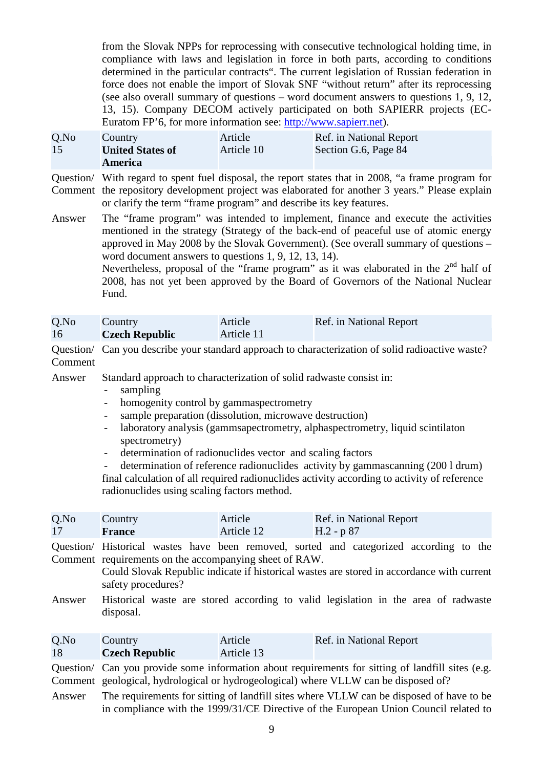from the Slovak NPPs for reprocessing with consecutive technological holding time, in compliance with laws and legislation in force in both parts, according to conditions determined in the particular contracts“. The current legislation of Russian federation in force does not enable the import of Slovak SNF “without return” after its reprocessing (see also overall summary of questions – word document answers to questions 1, 9, 12, 13, 15). Company DECOM actively participated on both SAPIERR projects (EC-Euratom FP’6, for more information see: http://www.sapierr.net).

| Q.No 15 | Country **United States of America** | Article Article 10 | Ref. in National Report Section G.6, Page 84 |
|---|---|---|---|

Question/ Comment: With regard to spent fuel disposal, the report states that in 2008, “a frame program for the repository development project was elaborated for another 3 years.” Please explain or clarify the term “frame program” and describe its key features.

Answer: The “frame program” was intended to implement, finance and execute the activities mentioned in the strategy (Strategy of the back-end of peaceful use of atomic energy approved in May 2008 by the Slovak Government). (See overall summary of questions – word document answers to questions 1, 9, 12, 13, 14).
Nevertheless, proposal of the “frame program” as it was elaborated in the 2nd half of 2008, has not yet been approved by the Board of Governors of the National Nuclear Fund.

| Q.No 16 | Country **Czech Republic** | Article Article 11 | Ref. in National Report |
|---|---|---|---|

Question/ Comment: Can you describe your standard approach to characterization of solid radioactive waste?

Answer: Standard approach to characterization of solid radwaste consist in:

- sampling
- homogenity control by gammaspectrometry
- sample preparation (dissolution, microwave destruction)
- laboratory analysis (gammsapectrometry, alphaspectrometry, liquid scintilaton spectrometry)
- determination of radionuclides vector and scaling factors
- determination of reference radionuclides activity by gammascanning (200 l drum)

final calculation of all required radionuclides activity according to activity of reference radionuclides using scaling factors method.

| Q.No 17 | Country **France** | Article Article 12 | Ref. in National Report H.2 - p 87 |
|---|---|---|---|

Question/ Comment: Historical wastes have been removed, sorted and categorized according to the requirements on the accompanying sheet of RAW.
Could Slovak Republic indicate if historical wastes are stored in accordance with current safety procedures?

Answer: Historical waste are stored according to valid legislation in the area of radwaste disposal.

| Q.No 18 | Country **Czech Republic** | Article Article 13 | Ref. in National Report |
|---|---|---|---|

Question/ Comment: Can you provide some information about requirements for sitting of landfill sites (e.g. geological, hydrological or hydrogeological) where VLLW can be disposed of?

Answer: The requirements for sitting of landfill sites where VLLW can be disposed of have to be in compliance with the 1999/31/CE Directive of the European Union Council related to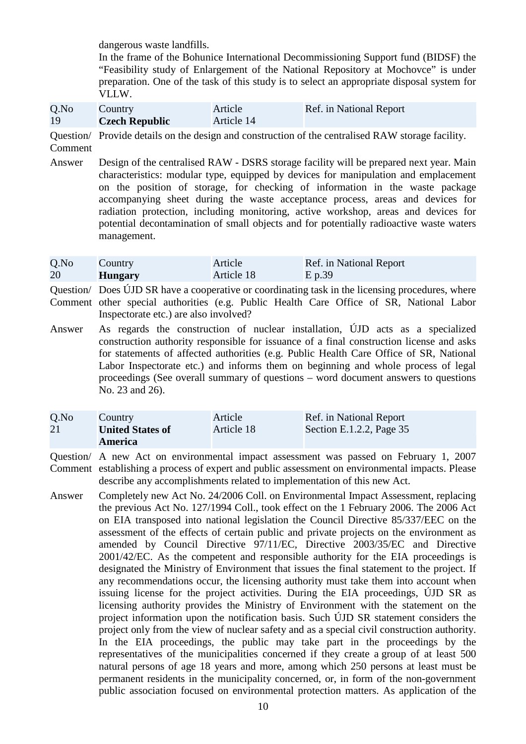dangerous waste landfills.

In the frame of the Bohunice International Decommissioning Support fund (BIDSF) the "Feasibility study of Enlargement of the National Repository at Mochovce" is under preparation. One of the task of this study is to select an appropriate disposal system for VLLW.

| Q.No | Country | Article | Ref. in National Report |
|---|---|---|---|
| 19 | **Czech Republic** | Article 14 | |

Question/ Comment: Provide details on the design and construction of the centralised RAW storage facility.

Answer: Design of the centralised RAW - DSRS storage facility will be prepared next year. Main characteristics: modular type, equipped by devices for manipulation and emplacement on the position of storage, for checking of information in the waste package accompanying sheet during the waste acceptance process, areas and devices for radiation protection, including monitoring, active workshop, areas and devices for potential decontamination of small objects and for potentially radioactive waste waters management.

| Q.No | Country | Article | Ref. in National Report |
|---|---|---|---|
| 20 | **Hungary** | Article 18 | E p.39 |

Question/ Comment: Does ÚJD SR have a cooperative or coordinating task in the licensing procedures, where other special authorities (e.g. Public Health Care Office of SR, National Labor Inspectorate etc.) are also involved?

Answer: As regards the construction of nuclear installation, ÚJD acts as a specialized construction authority responsible for issuance of a final construction license and asks for statements of affected authorities (e.g. Public Health Care Office of SR, National Labor Inspectorate etc.) and informs them on beginning and whole process of legal proceedings (See overall summary of questions – word document answers to questions No. 23 and 26).

| Q.No | Country | Article | Ref. in National Report |
|---|---|---|---|
| 21 | **United States of America** | Article 18 | Section E.1.2.2, Page 35 |

Question/ Comment: A new Act on environmental impact assessment was passed on February 1, 2007 establishing a process of expert and public assessment on environmental impacts. Please describe any accomplishments related to implementation of this new Act.

Answer: Completely new Act No. 24/2006 Coll. on Environmental Impact Assessment, replacing the previous Act No. 127/1994 Coll., took effect on the 1 February 2006. The 2006 Act on EIA transposed into national legislation the Council Directive 85/337/EEC on the assessment of the effects of certain public and private projects on the environment as amended by Council Directive 97/11/EC, Directive 2003/35/EC and Directive 2001/42/EC. As the competent and responsible authority for the EIA proceedings is designated the Ministry of Environment that issues the final statement to the project. If any recommendations occur, the licensing authority must take them into account when issuing license for the project activities. During the EIA proceedings, ÚJD SR as licensing authority provides the Ministry of Environment with the statement on the project information upon the notification basis. Such ÚJD SR statement considers the project only from the view of nuclear safety and as a special civil construction authority. In the EIA proceedings, the public may take part in the proceedings by the representatives of the municipalities concerned if they create a group of at least 500 natural persons of age 18 years and more, among which 250 persons at least must be permanent residents in the municipality concerned, or, in form of the non-government public association focused on environmental protection matters. As application of the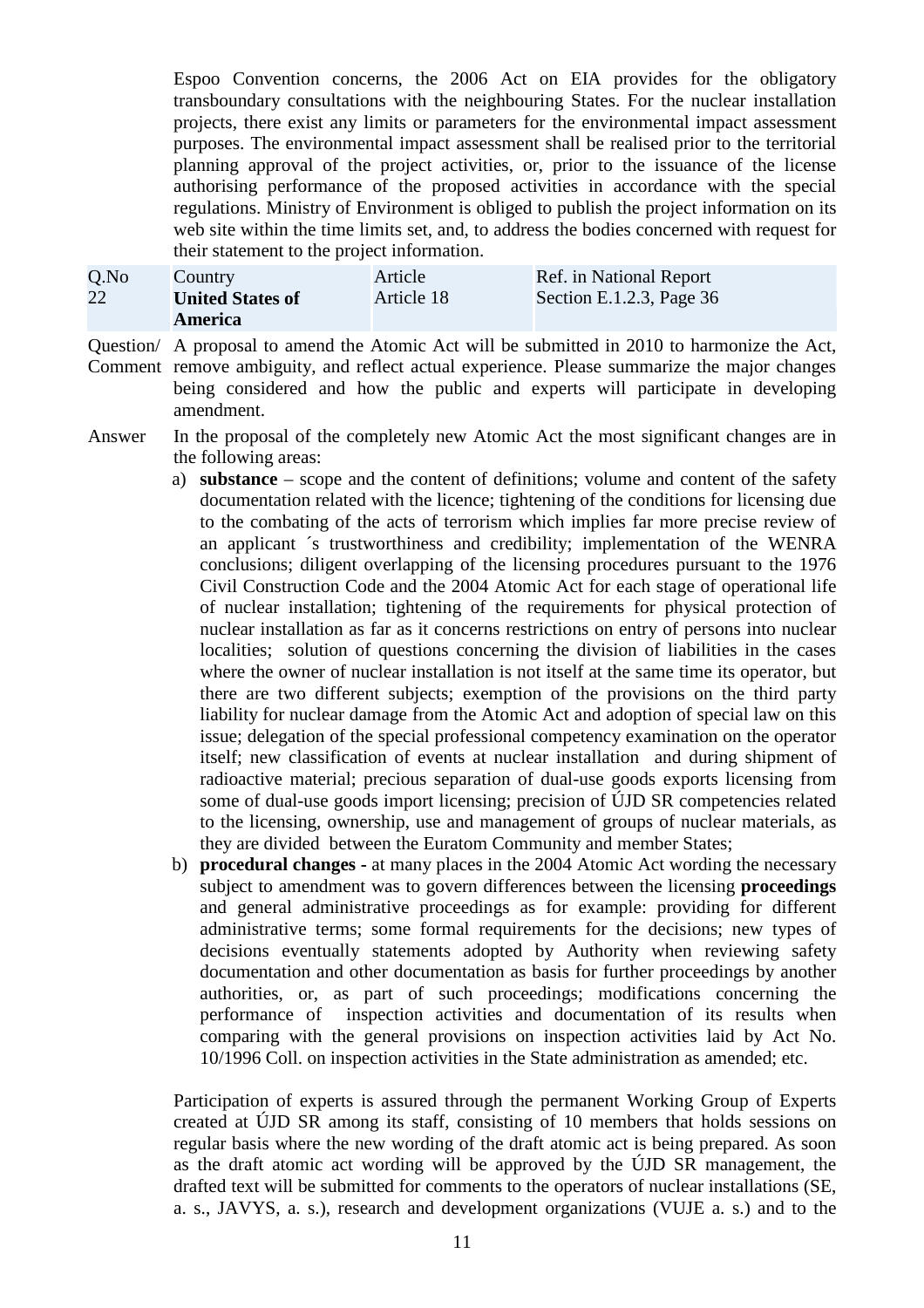Espoo Convention concerns, the 2006 Act on EIA provides for the obligatory transboundary consultations with the neighbouring States. For the nuclear installation projects, there exist any limits or parameters for the environmental impact assessment purposes. The environmental impact assessment shall be realised prior to the territorial planning approval of the project activities, or, prior to the issuance of the license authorising performance of the proposed activities in accordance with the special regulations. Ministry of Environment is obliged to publish the project information on its web site within the time limits set, and, to address the bodies concerned with request for their statement to the project information.

| Q.No | Country | Article | Ref. in National Report |
|---|---|---|---|
| 22 | **United States of America** | Article 18 | Section E.1.2.3, Page 36 |

Question/ Comment: A proposal to amend the Atomic Act will be submitted in 2010 to harmonize the Act, remove ambiguity, and reflect actual experience. Please summarize the major changes being considered and how the public and experts will participate in developing amendment.

Answer: In the proposal of the completely new Atomic Act the most significant changes are in the following areas:

a) **substance** – scope and the content of definitions; volume and content of the safety documentation related with the licence; tightening of the conditions for licensing due to the combating of the acts of terrorism which implies far more precise review of an applicant ´s trustworthiness and credibility; implementation of the WENRA conclusions; diligent overlapping of the licensing procedures pursuant to the 1976 Civil Construction Code and the 2004 Atomic Act for each stage of operational life of nuclear installation; tightening of the requirements for physical protection of nuclear installation as far as it concerns restrictions on entry of persons into nuclear localities; solution of questions concerning the division of liabilities in the cases where the owner of nuclear installation is not itself at the same time its operator, but there are two different subjects; exemption of the provisions on the third party liability for nuclear damage from the Atomic Act and adoption of special law on this issue; delegation of the special professional competency examination on the operator itself; new classification of events at nuclear installation and during shipment of radioactive material; precious separation of dual-use goods exports licensing from some of dual-use goods import licensing; precision of ÚJD SR competencies related to the licensing, ownership, use and management of groups of nuclear materials, as they are divided between the Euratom Community and member States;

b) **procedural changes -** at many places in the 2004 Atomic Act wording the necessary subject to amendment was to govern differences between the licensing **proceedings** and general administrative proceedings as for example: providing for different administrative terms; some formal requirements for the decisions; new types of decisions eventually statements adopted by Authority when reviewing safety documentation and other documentation as basis for further proceedings by another authorities, or, as part of such proceedings; modifications concerning the performance of inspection activities and documentation of its results when comparing with the general provisions on inspection activities laid by Act No. 10/1996 Coll. on inspection activities in the State administration as amended; etc.

Participation of experts is assured through the permanent Working Group of Experts created at ÚJD SR among its staff, consisting of 10 members that holds sessions on regular basis where the new wording of the draft atomic act is being prepared. As soon as the draft atomic act wording will be approved by the ÚJD SR management, the drafted text will be submitted for comments to the operators of nuclear installations (SE, a. s., JAVYS, a. s.), research and development organizations (VUJE a. s.) and to the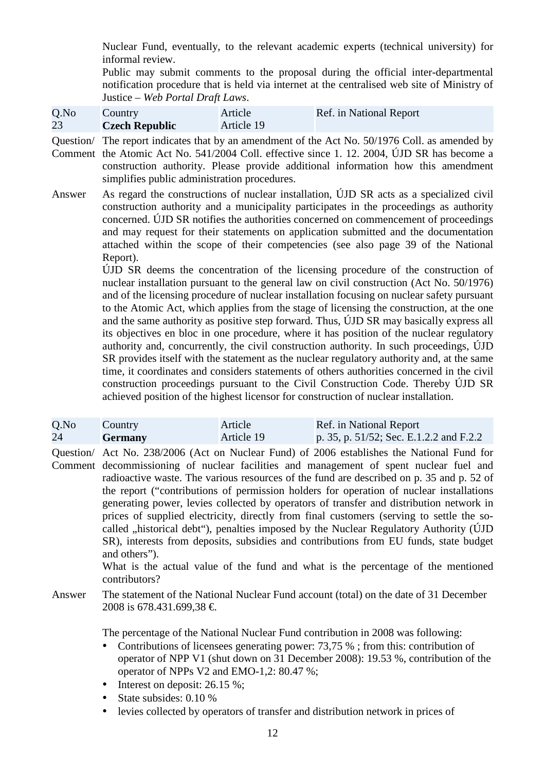Nuclear Fund, eventually, to the relevant academic experts (technical university) for informal review.

Public may submit comments to the proposal during the official inter-departmental notification procedure that is held via internet at the centralised web site of Ministry of Justice – *Web Portal Draft Laws*.

| Q.No | Country | Article | Ref. in National Report |
|---|---|---|---|
| 23 | **Czech Republic** | Article 19 | |

Question/ Comment: The report indicates that by an amendment of the Act No. 50/1976 Coll. as amended by the Atomic Act No. 541/2004 Coll. effective since 1. 12. 2004, ÚJD SR has become a construction authority. Please provide additional information how this amendment simplifies public administration procedures.

Answer: As regard the constructions of nuclear installation, ÚJD SR acts as a specialized civil construction authority and a municipality participates in the proceedings as authority concerned. ÚJD SR notifies the authorities concerned on commencement of proceedings and may request for their statements on application submitted and the documentation attached within the scope of their competencies (see also page 39 of the National Report).

ÚJD SR deems the concentration of the licensing procedure of the construction of nuclear installation pursuant to the general law on civil construction (Act No. 50/1976) and of the licensing procedure of nuclear installation focusing on nuclear safety pursuant to the Atomic Act, which applies from the stage of licensing the construction, at the one and the same authority as positive step forward. Thus, ÚJD SR may basically express all its objectives en bloc in one procedure, where it has position of the nuclear regulatory authority and, concurrently, the civil construction authority. In such proceedings, ÚJD SR provides itself with the statement as the nuclear regulatory authority and, at the same time, it coordinates and considers statements of others authorities concerned in the civil construction proceedings pursuant to the Civil Construction Code. Thereby ÚJD SR achieved position of the highest licensor for construction of nuclear installation.

| Q.No | Country | Article | Ref. in National Report |
|---|---|---|---|
| 24 | **Germany** | Article 19 | p. 35, p. 51/52; Sec. E.1.2.2 and F.2.2 |

Question/ Comment: Act No. 238/2006 (Act on Nuclear Fund) of 2006 establishes the National Fund for decommissioning of nuclear facilities and management of spent nuclear fuel and radioactive waste. The various resources of the fund are described on p. 35 and p. 52 of the report ("contributions of permission holders for operation of nuclear installations generating power, levies collected by operators of transfer and distribution network in prices of supplied electricity, directly from final customers (serving to settle the so-called „historical debt"), penalties imposed by the Nuclear Regulatory Authority (ÚJD SR), interests from deposits, subsidies and contributions from EU funds, state budget and others").

What is the actual value of the fund and what is the percentage of the mentioned contributors?

Answer: The statement of the National Nuclear Fund account (total) on the date of 31 December 2008 is 678.431.699,38 €.

The percentage of the National Nuclear Fund contribution in 2008 was following:

- Contributions of licensees generating power: 73,75 % ; from this: contribution of operator of NPP V1 (shut down on 31 December 2008): 19.53 %, contribution of the operator of NPPs V2 and EMO-1,2: 80.47 %;
- Interest on deposit: 26.15 %;
- State subsides: 0.10 %
- levies collected by operators of transfer and distribution network in prices of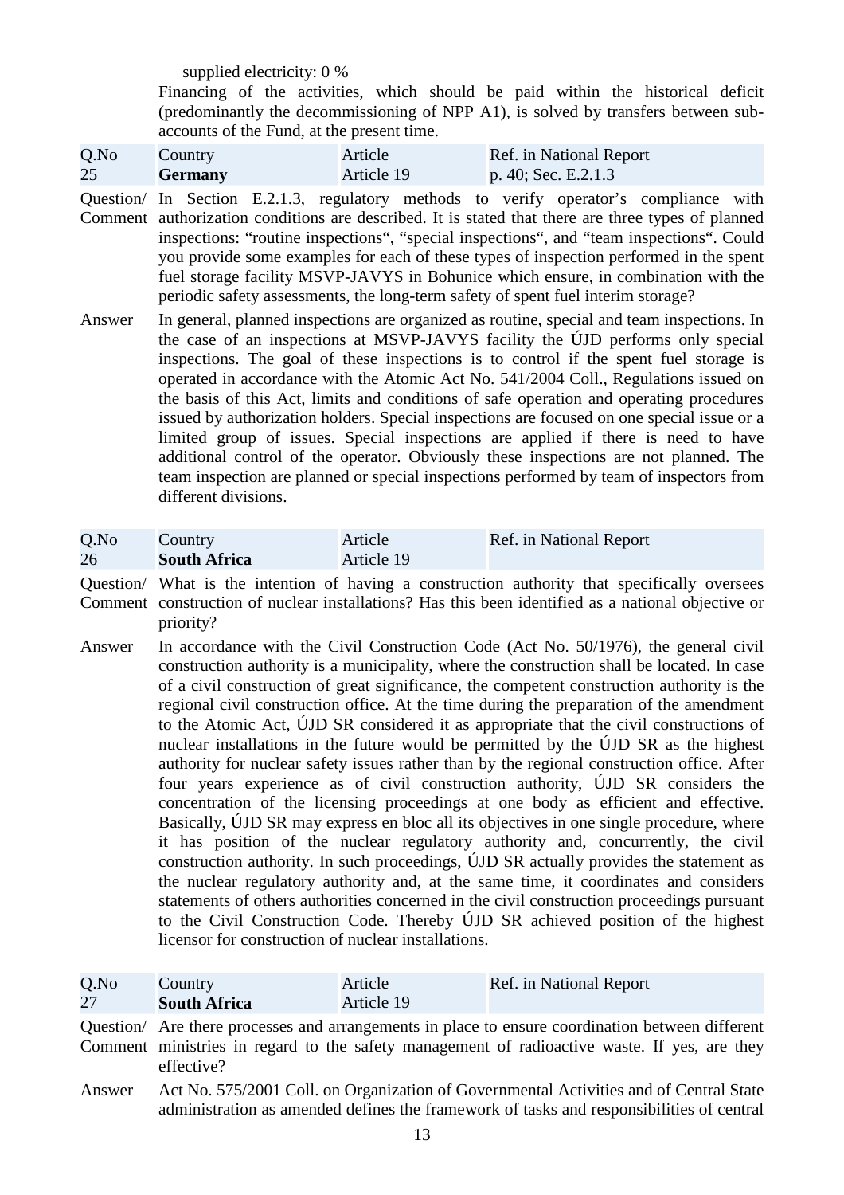supplied electricity: 0 %

Financing of the activities, which should be paid within the historical deficit (predominantly the decommissioning of NPP A1), is solved by transfers between sub-accounts of the Fund, at the present time.

| Q.No | Country | Article | Ref. in National Report |
|---|---|---|---|
| 25 | **Germany** | Article 19 | p. 40; Sec. E.2.1.3 |

**Question/ Comment** In Section E.2.1.3, regulatory methods to verify operator's compliance with authorization conditions are described. It is stated that there are three types of planned inspections: "routine inspections", "special inspections", and "team inspections". Could you provide some examples for each of these types of inspection performed in the spent fuel storage facility MSVP-JAVYS in Bohunice which ensure, in combination with the periodic safety assessments, the long-term safety of spent fuel interim storage?

**Answer** In general, planned inspections are organized as routine, special and team inspections. In the case of an inspections at MSVP-JAVYS facility the ÚJD performs only special inspections. The goal of these inspections is to control if the spent fuel storage is operated in accordance with the Atomic Act No. 541/2004 Coll., Regulations issued on the basis of this Act, limits and conditions of safe operation and operating procedures issued by authorization holders. Special inspections are focused on one special issue or a limited group of issues. Special inspections are applied if there is need to have additional control of the operator. Obviously these inspections are not planned. The team inspection are planned or special inspections performed by team of inspectors from different divisions.

| Q.No | Country | Article | Ref. in National Report |
|---|---|---|---|
| 26 | **South Africa** | Article 19 | |

**Question/ Comment** What is the intention of having a construction authority that specifically oversees construction of nuclear installations? Has this been identified as a national objective or priority?

**Answer** In accordance with the Civil Construction Code (Act No. 50/1976), the general civil construction authority is a municipality, where the construction shall be located. In case of a civil construction of great significance, the competent construction authority is the regional civil construction office. At the time during the preparation of the amendment to the Atomic Act, ÚJD SR considered it as appropriate that the civil constructions of nuclear installations in the future would be permitted by the ÚJD SR as the highest authority for nuclear safety issues rather than by the regional construction office. After four years experience as of civil construction authority, ÚJD SR considers the concentration of the licensing proceedings at one body as efficient and effective. Basically, ÚJD SR may express en bloc all its objectives in one single procedure, where it has position of the nuclear regulatory authority and, concurrently, the civil construction authority. In such proceedings, ÚJD SR actually provides the statement as the nuclear regulatory authority and, at the same time, it coordinates and considers statements of others authorities concerned in the civil construction proceedings pursuant to the Civil Construction Code. Thereby ÚJD SR achieved position of the highest licensor for construction of nuclear installations.

| Q.No | Country | Article | Ref. in National Report |
|---|---|---|---|
| 27 | **South Africa** | Article 19 | |

**Question/ Comment** Are there processes and arrangements in place to ensure coordination between different ministries in regard to the safety management of radioactive waste. If yes, are they effective?

**Answer** Act No. 575/2001 Coll. on Organization of Governmental Activities and of Central State administration as amended defines the framework of tasks and responsibilities of central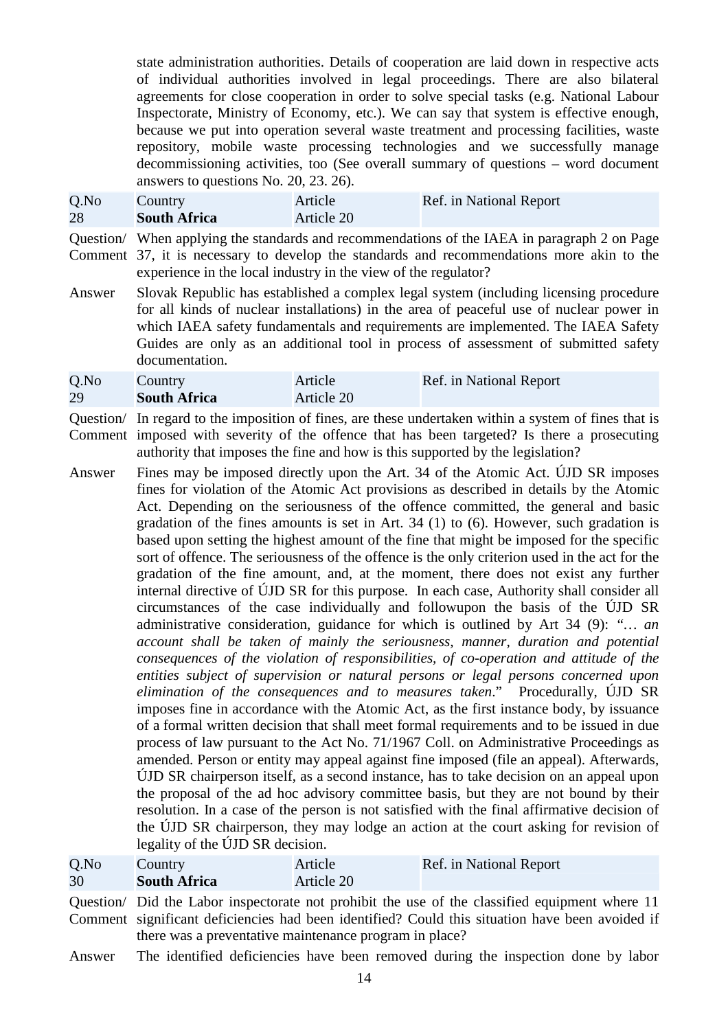state administration authorities. Details of cooperation are laid down in respective acts of individual authorities involved in legal proceedings. There are also bilateral agreements for close cooperation in order to solve special tasks (e.g. National Labour Inspectorate, Ministry of Economy, etc.). We can say that system is effective enough, because we put into operation several waste treatment and processing facilities, waste repository, mobile waste processing technologies and we successfully manage decommissioning activities, too (See overall summary of questions – word document answers to questions No. 20, 23. 26).

| Q.No 28 | Country **South Africa** | Article Article 20 | Ref. in National Report |
|---|---|---|---|

Question/ Comment: When applying the standards and recommendations of the IAEA in paragraph 2 on Page 37, it is necessary to develop the standards and recommendations more akin to the experience in the local industry in the view of the regulator?

Answer: Slovak Republic has established a complex legal system (including licensing procedure for all kinds of nuclear installations) in the area of peaceful use of nuclear power in which IAEA safety fundamentals and requirements are implemented. The IAEA Safety Guides are only as an additional tool in process of assessment of submitted safety documentation.

| Q.No 29 | Country **South Africa** | Article Article 20 | Ref. in National Report |
|---|---|---|---|

Question/ Comment: In regard to the imposition of fines, are these undertaken within a system of fines that is imposed with severity of the offence that has been targeted? Is there a prosecuting authority that imposes the fine and how is this supported by the legislation?

Answer: Fines may be imposed directly upon the Art. 34 of the Atomic Act. ÚJD SR imposes fines for violation of the Atomic Act provisions as described in details by the Atomic Act. Depending on the seriousness of the offence committed, the general and basic gradation of the fines amounts is set in Art. 34 (1) to (6). However, such gradation is based upon setting the highest amount of the fine that might be imposed for the specific sort of offence. The seriousness of the offence is the only criterion used in the act for the gradation of the fine amount, and, at the moment, there does not exist any further internal directive of ÚJD SR for this purpose. In each case, Authority shall consider all circumstances of the case individually and followupon the basis of the ÚJD SR administrative consideration, guidance for which is outlined by Art 34 (9): "*… an account shall be taken of mainly the seriousness, manner, duration and potential consequences of the violation of responsibilities, of co-operation and attitude of the entities subject of supervision or natural persons or legal persons concerned upon elimination of the consequences and to measures taken*." Procedurally, ÚJD SR imposes fine in accordance with the Atomic Act, as the first instance body, by issuance of a formal written decision that shall meet formal requirements and to be issued in due process of law pursuant to the Act No. 71/1967 Coll. on Administrative Proceedings as amended. Person or entity may appeal against fine imposed (file an appeal). Afterwards, ÚJD SR chairperson itself, as a second instance, has to take decision on an appeal upon the proposal of the ad hoc advisory committee basis, but they are not bound by their resolution. In a case of the person is not satisfied with the final affirmative decision of the ÚJD SR chairperson, they may lodge an action at the court asking for revision of legality of the ÚJD SR decision.

| Q.No 30 | Country **South Africa** | Article Article 20 | Ref. in National Report |
|---|---|---|---|

Question/ Comment: Did the Labor inspectorate not prohibit the use of the classified equipment where 11 significant deficiencies had been identified? Could this situation have been avoided if there was a preventative maintenance program in place?

Answer: The identified deficiencies have been removed during the inspection done by labor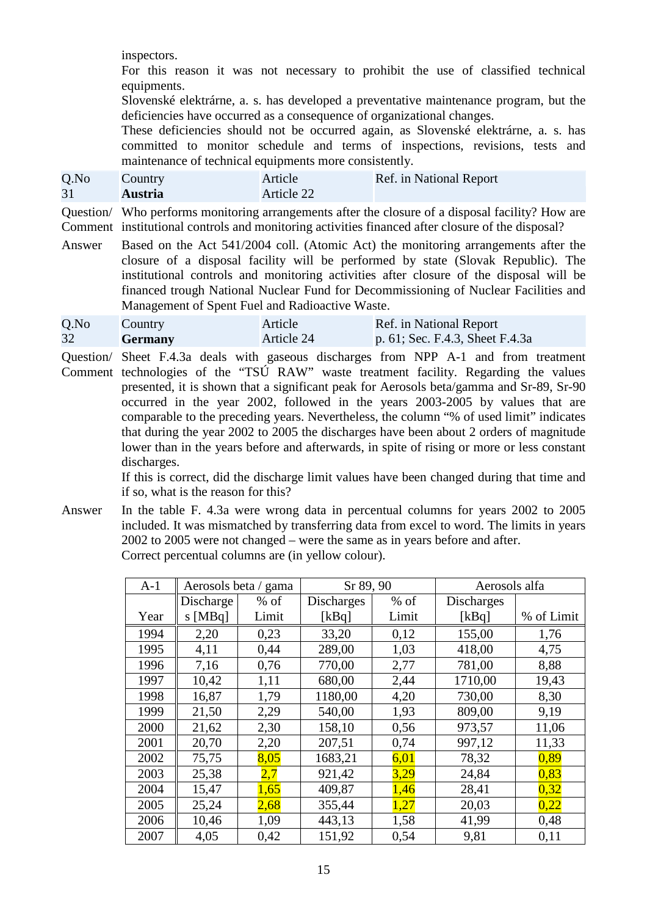inspectors.

For this reason it was not necessary to prohibit the use of classified technical equipments.

Slovenské elektrárne, a. s. has developed a preventative maintenance program, but the deficiencies have occurred as a consequence of organizational changes.

These deficiencies should not be occurred again, as Slovenské elektrárne, a. s. has committed to monitor schedule and terms of inspections, revisions, tests and maintenance of technical equipments more consistently.

| Q.No | Country | Article | Ref. in National Report |
|---|---|---|---|
| 31 | **Austria** | Article 22 | |

Question/ Comment: Who performs monitoring arrangements after the closure of a disposal facility? How are institutional controls and monitoring activities financed after closure of the disposal?

Answer: Based on the Act 541/2004 coll. (Atomic Act) the monitoring arrangements after the closure of a disposal facility will be performed by state (Slovak Republic). The institutional controls and monitoring activities after closure of the disposal will be financed trough National Nuclear Fund for Decommissioning of Nuclear Facilities and Management of Spent Fuel and Radioactive Waste.

| Q.No | Country | Article | Ref. in National Report |
|---|---|---|---|
| 32 | **Germany** | Article 24 | p. 61; Sec. F.4.3, Sheet F.4.3a |

Question/ Comment: Sheet F.4.3a deals with gaseous discharges from NPP A-1 and from treatment technologies of the "TSÚ RAW" waste treatment facility. Regarding the values presented, it is shown that a significant peak for Aerosols beta/gamma and Sr-89, Sr-90 occurred in the year 2002, followed in the years 2003-2005 by values that are comparable to the preceding years. Nevertheless, the column "% of used limit" indicates that during the year 2002 to 2005 the discharges have been about 2 orders of magnitude lower than in the years before and afterwards, in spite of rising or more or less constant discharges.

If this is correct, did the discharge limit values have been changed during that time and if so, what is the reason for this?

Answer: In the table F. 4.3a were wrong data in percentual columns for years 2002 to 2005 included. It was mismatched by transferring data from excel to word. The limits in years 2002 to 2005 were not changed – were the same as in years before and after.

Correct percentual columns are (in yellow colour).

| A-1 | Aerosols beta / gama | | Sr 89, 90 | | Aerosols alfa | |
|---|---|---|---|---|---|---|
| Year | Discharges [MBq] | % of Limit | Discharges [kBq] | % of Limit | Discharges [kBq] | % of Limit |
| 1994 | 2,20 | 0,23 | 33,20 | 0,12 | 155,00 | 1,76 |
| 1995 | 4,11 | 0,44 | 289,00 | 1,03 | 418,00 | 4,75 |
| 1996 | 7,16 | 0,76 | 770,00 | 2,77 | 781,00 | 8,88 |
| 1997 | 10,42 | 1,11 | 680,00 | 2,44 | 1710,00 | 19,43 |
| 1998 | 16,87 | 1,79 | 1180,00 | 4,20 | 730,00 | 8,30 |
| 1999 | 21,50 | 2,29 | 540,00 | 1,93 | 809,00 | 9,19 |
| 2000 | 21,62 | 2,30 | 158,10 | 0,56 | 973,57 | 11,06 |
| 2001 | 20,70 | 2,20 | 207,51 | 0,74 | 997,12 | 11,33 |
| 2002 | 75,75 | 8,05 | 1683,21 | 6,01 | 78,32 | 0,89 |
| 2003 | 25,38 | 2,7 | 921,42 | 3,29 | 24,84 | 0,83 |
| 2004 | 15,47 | 1,65 | 409,87 | 1,46 | 28,41 | 0,32 |
| 2005 | 25,24 | 2,68 | 355,44 | 1,27 | 20,03 | 0,22 |
| 2006 | 10,46 | 1,09 | 443,13 | 1,58 | 41,99 | 0,48 |
| 2007 | 4,05 | 0,42 | 151,92 | 0,54 | 9,81 | 0,11 |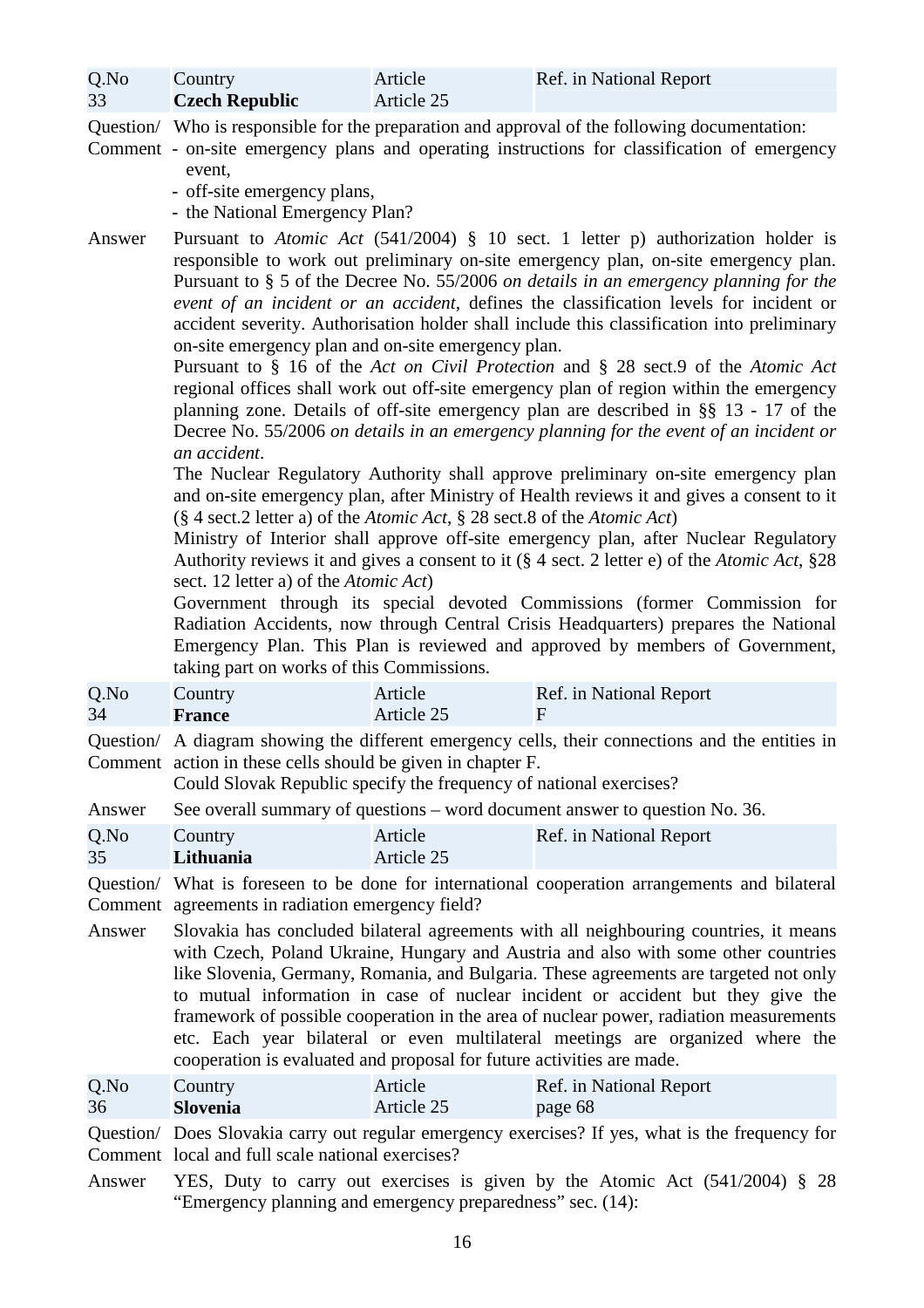| Q.No | Country | Article | Ref. in National Report |
|---|---|---|---|
| 33 | **Czech Republic** | Article 25 | |

Question/ Comment
Who is responsible for the preparation and approval of the following documentation:
- on-site emergency plans and operating instructions for classification of emergency event,
- off-site emergency plans,
- the National Emergency Plan?

Answer
Pursuant to *Atomic Act* (541/2004) § 10 sect. 1 letter p) authorization holder is responsible to work out preliminary on-site emergency plan, on-site emergency plan. Pursuant to § 5 of the Decree No. 55/2006 *on details in an emergency planning for the event of an incident or an accident*, defines the classification levels for incident or accident severity. Authorisation holder shall include this classification into preliminary on-site emergency plan and on-site emergency plan.
Pursuant to § 16 of the *Act on Civil Protection* and § 28 sect.9 of the *Atomic Act* regional offices shall work out off-site emergency plan of region within the emergency planning zone. Details of off-site emergency plan are described in §§ 13 - 17 of the Decree No. 55/2006 *on details in an emergency planning for the event of an incident or an accident*.
The Nuclear Regulatory Authority shall approve preliminary on-site emergency plan and on-site emergency plan, after Ministry of Health reviews it and gives a consent to it (§ 4 sect.2 letter a) of the *Atomic Act*, § 28 sect.8 of the *Atomic Act*)
Ministry of Interior shall approve off-site emergency plan, after Nuclear Regulatory Authority reviews it and gives a consent to it (§ 4 sect. 2 letter e) of the *Atomic Act*, §28 sect. 12 letter a) of the *Atomic Act*)
Government through its special devoted Commissions (former Commission for Radiation Accidents, now through Central Crisis Headquarters) prepares the National Emergency Plan. This Plan is reviewed and approved by members of Government, taking part on works of this Commissions.

| Q.No | Country | Article | Ref. in National Report |
|---|---|---|---|
| 34 | **France** | Article 25 | F |

Question/ Comment
A diagram showing the different emergency cells, their connections and the entities in action in these cells should be given in chapter F.
Could Slovak Republic specify the frequency of national exercises?

Answer
See overall summary of questions – word document answer to question No. 36.

| Q.No | Country | Article | Ref. in National Report |
|---|---|---|---|
| 35 | **Lithuania** | Article 25 | |

Question/ Comment
What is foreseen to be done for international cooperation arrangements and bilateral agreements in radiation emergency field?

Answer
Slovakia has concluded bilateral agreements with all neighbouring countries, it means with Czech, Poland Ukraine, Hungary and Austria and also with some other countries like Slovenia, Germany, Romania, and Bulgaria. These agreements are targeted not only to mutual information in case of nuclear incident or accident but they give the framework of possible cooperation in the area of nuclear power, radiation measurements etc. Each year bilateral or even multilateral meetings are organized where the cooperation is evaluated and proposal for future activities are made.

| Q.No | Country | Article | Ref. in National Report |
|---|---|---|---|
| 36 | **Slovenia** | Article 25 | page 68 |

Question/ Comment
Does Slovakia carry out regular emergency exercises? If yes, what is the frequency for local and full scale national exercises?

Answer
YES, Duty to carry out exercises is given by the Atomic Act (541/2004) § 28 "Emergency planning and emergency preparedness" sec. (14):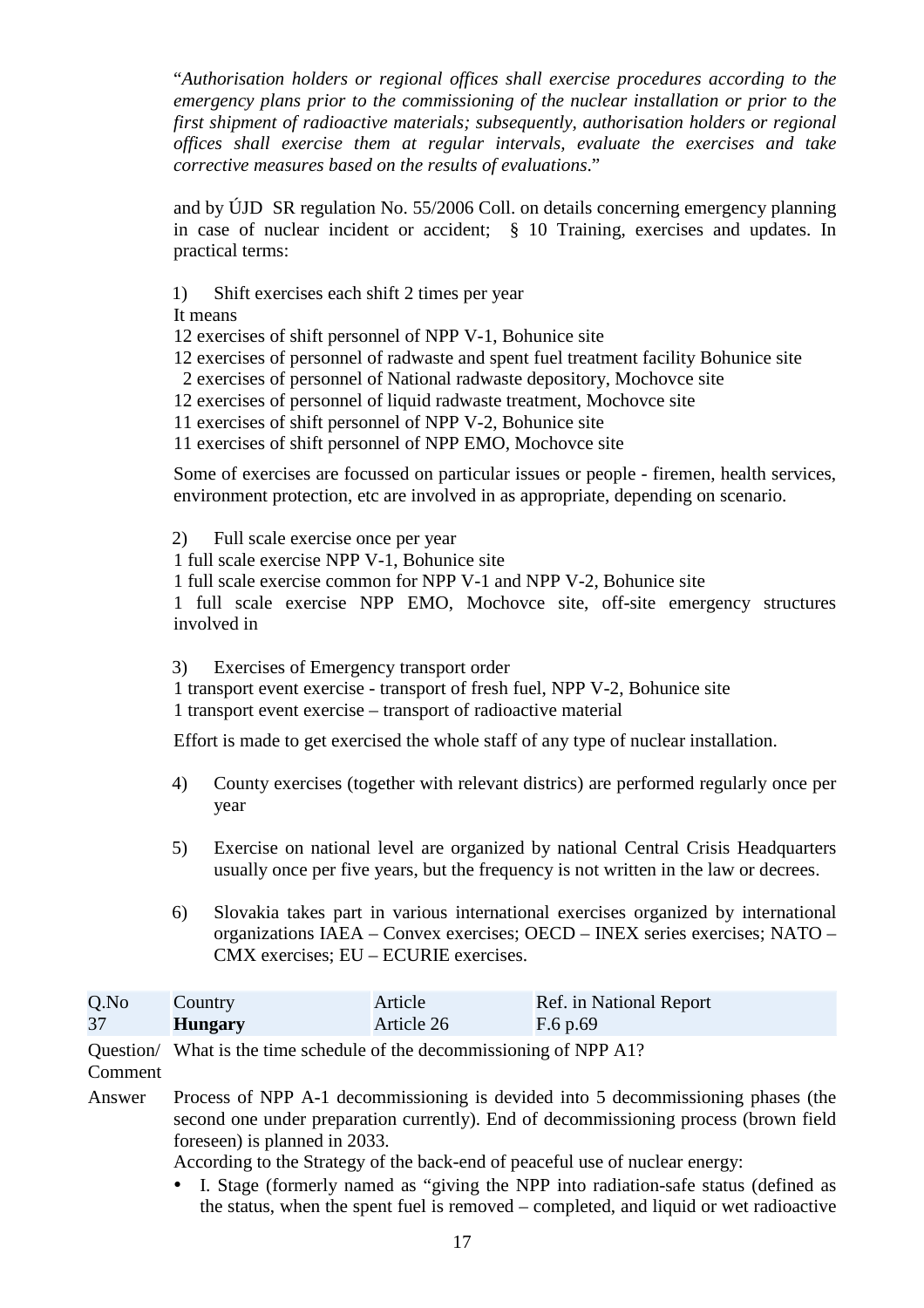"*Authorisation holders or regional offices shall exercise procedures according to the emergency plans prior to the commissioning of the nuclear installation or prior to the first shipment of radioactive materials; subsequently, authorisation holders or regional offices shall exercise them at regular intervals, evaluate the exercises and take corrective measures based on the results of evaluations*."

and by ÚJD SR regulation No. 55/2006 Coll. on details concerning emergency planning in case of nuclear incident or accident; § 10 Training, exercises and updates. In practical terms:

1) Shift exercises each shift 2 times per year

It means

12 exercises of shift personnel of NPP V-1, Bohunice site
12 exercises of personnel of radwaste and spent fuel treatment facility Bohunice site
2 exercises of personnel of National radwaste depository, Mochovce site
12 exercises of personnel of liquid radwaste treatment, Mochovce site
11 exercises of shift personnel of NPP V-2, Bohunice site
11 exercises of shift personnel of NPP EMO, Mochovce site

Some of exercises are focussed on particular issues or people - firemen, health services, environment protection, etc are involved in as appropriate, depending on scenario.

2) Full scale exercise once per year

1 full scale exercise NPP V-1, Bohunice site
1 full scale exercise common for NPP V-1 and NPP V-2, Bohunice site
1 full scale exercise NPP EMO, Mochovce site, off-site emergency structures involved in

3) Exercises of Emergency transport order

1 transport event exercise - transport of fresh fuel, NPP V-2, Bohunice site
1 transport event exercise – transport of radioactive material

Effort is made to get exercised the whole staff of any type of nuclear installation.

4) County exercises (together with relevant districs) are performed regularly once per year

5) Exercise on national level are organized by national Central Crisis Headquarters usually once per five years, but the frequency is not written in the law or decrees.

6) Slovakia takes part in various international exercises organized by international organizations IAEA – Convex exercises; OECD – INEX series exercises; NATO – CMX exercises; EU – ECURIE exercises.

| Q.No | Country | Article | Ref. in National Report |
|---|---|---|---|
| 37 | **Hungary** | Article 26 | F.6 p.69 |

**Question/ Comment** What is the time schedule of the decommissioning of NPP A1?

**Answer** Process of NPP A-1 decommissioning is devided into 5 decommissioning phases (the second one under preparation currently). End of decommissioning process (brown field foreseen) is planned in 2033.

According to the Strategy of the back-end of peaceful use of nuclear energy:

- I. Stage (formerly named as "giving the NPP into radiation-safe status (defined as the status, when the spent fuel is removed – completed, and liquid or wet radioactive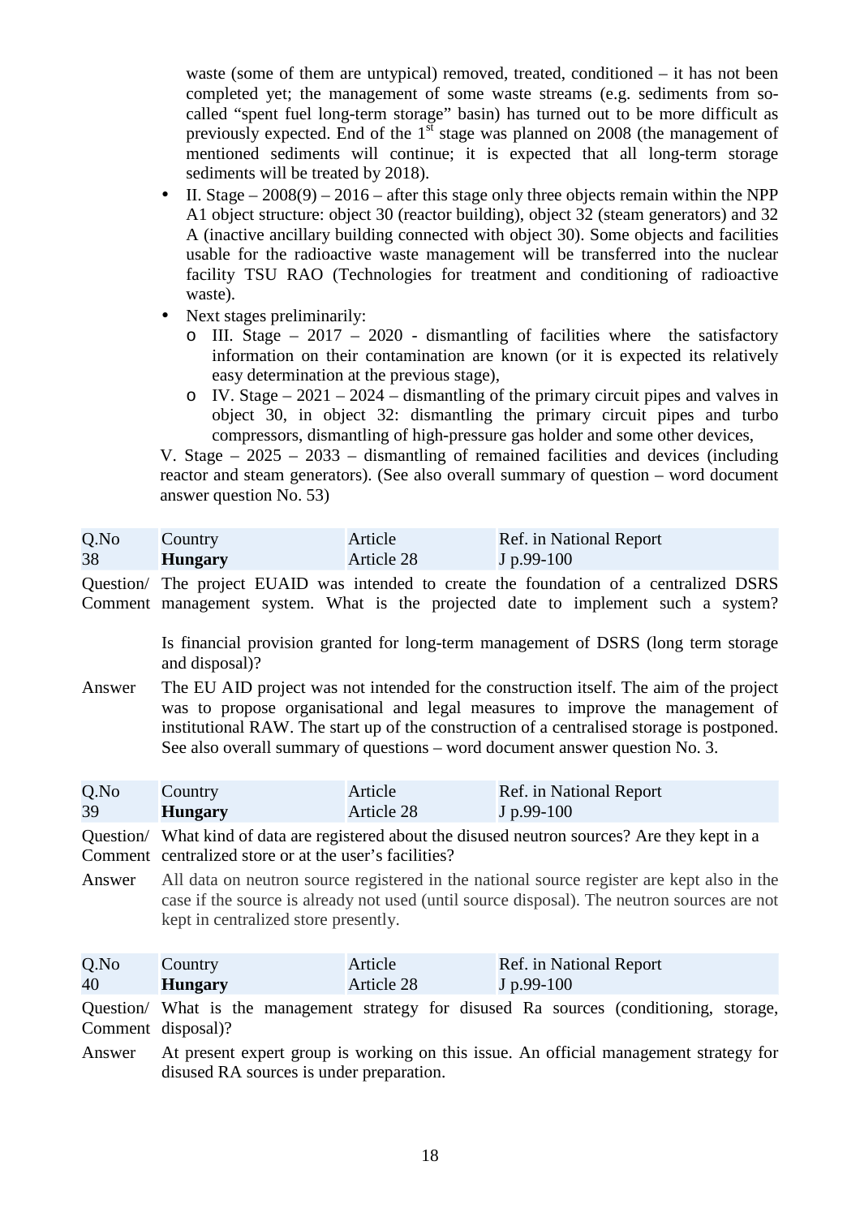waste (some of them are untypical) removed, treated, conditioned – it has not been completed yet; the management of some waste streams (e.g. sediments from so-called "spent fuel long-term storage" basin) has turned out to be more difficult as previously expected. End of the 1st stage was planned on 2008 (the management of mentioned sediments will continue; it is expected that all long-term storage sediments will be treated by 2018).

- II. Stage – 2008(9) – 2016 – after this stage only three objects remain within the NPP A1 object structure: object 30 (reactor building), object 32 (steam generators) and 32 A (inactive ancillary building connected with object 30). Some objects and facilities usable for the radioactive waste management will be transferred into the nuclear facility TSU RAO (Technologies for treatment and conditioning of radioactive waste).
- Next stages preliminarily:
  - III. Stage – 2017 – 2020 - dismantling of facilities where the satisfactory information on their contamination are known (or it is expected its relatively easy determination at the previous stage),
  - IV. Stage – 2021 – 2024 – dismantling of the primary circuit pipes and valves in object 30, in object 32: dismantling the primary circuit pipes and turbo compressors, dismantling of high-pressure gas holder and some other devices,

V. Stage – 2025 – 2033 – dismantling of remained facilities and devices (including reactor and steam generators). (See also overall summary of question – word document answer question No. 53)

| Q.No | Country | Article | Ref. in National Report |
|---|---|---|---|
| 38 | **Hungary** | Article 28 | J p.99-100 |

**Question/ Comment** The project EUAID was intended to create the foundation of a centralized DSRS management system. What is the projected date to implement such a system?

Is financial provision granted for long-term management of DSRS (long term storage and disposal)?

**Answer** The EU AID project was not intended for the construction itself. The aim of the project was to propose organisational and legal measures to improve the management of institutional RAW. The start up of the construction of a centralised storage is postponed. See also overall summary of questions – word document answer question No. 3.

| Q.No | Country | Article | Ref. in National Report |
|---|---|---|---|
| 39 | **Hungary** | Article 28 | J p.99-100 |

**Question/ Comment** What kind of data are registered about the disused neutron sources? Are they kept in a centralized store or at the user's facilities?

**Answer** All data on neutron source registered in the national source register are kept also in the case if the source is already not used (until source disposal). The neutron sources are not kept in centralized store presently.

| Q.No | Country | Article | Ref. in National Report |
|---|---|---|---|
| 40 | **Hungary** | Article 28 | J p.99-100 |

**Question/ Comment** What is the management strategy for disused Ra sources (conditioning, storage, disposal)?

**Answer** At present expert group is working on this issue. An official management strategy for disused RA sources is under preparation.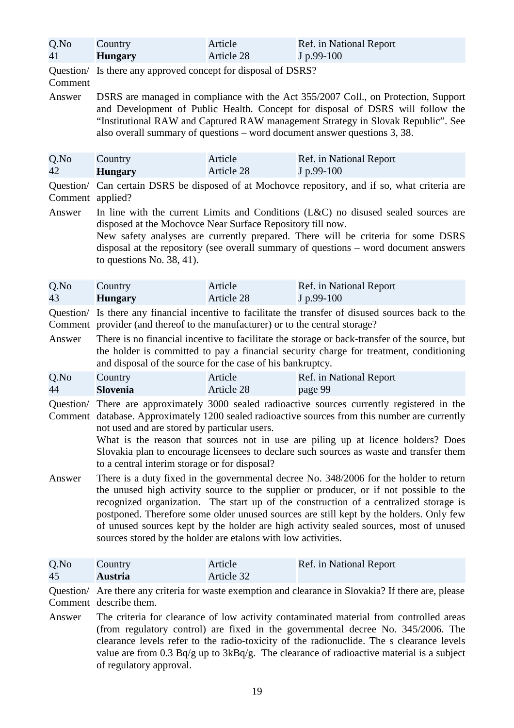| Q.No | Country | Article | Ref. in National Report |
|---|---|---|---|
| 41 | **Hungary** | Article 28 | J p.99-100 |

Question/ Comment: Is there any approved concept for disposal of DSRS?

Answer: DSRS are managed in compliance with the Act 355/2007 Coll., on Protection, Support and Development of Public Health. Concept for disposal of DSRS will follow the "Institutional RAW and Captured RAW management Strategy in Slovak Republic". See also overall summary of questions – word document answer questions 3, 38.

| Q.No | Country | Article | Ref. in National Report |
|---|---|---|---|
| 42 | **Hungary** | Article 28 | J p.99-100 |

Question/ Comment: Can certain DSRS be disposed of at Mochovce repository, and if so, what criteria are applied?

Answer: In line with the current Limits and Conditions (L&C) no disused sealed sources are disposed at the Mochovce Near Surface Repository till now.
New safety analyses are currently prepared. There will be criteria for some DSRS disposal at the repository (see overall summary of questions – word document answers to questions No. 38, 41).

| Q.No | Country | Article | Ref. in National Report |
|---|---|---|---|
| 43 | **Hungary** | Article 28 | J p.99-100 |

Question/ Comment: Is there any financial incentive to facilitate the transfer of disused sources back to the provider (and thereof to the manufacturer) or to the central storage?

Answer: There is no financial incentive to facilitate the storage or back-transfer of the source, but the holder is committed to pay a financial security charge for treatment, conditioning and disposal of the source for the case of his bankruptcy.

| Q.No | Country | Article | Ref. in National Report |
|---|---|---|---|
| 44 | **Slovenia** | Article 28 | page 99 |

Question/ Comment: There are approximately 3000 sealed radioactive sources currently registered in the database. Approximately 1200 sealed radioactive sources from this number are currently not used and are stored by particular users.
What is the reason that sources not in use are piling up at licence holders? Does Slovakia plan to encourage licensees to declare such sources as waste and transfer them to a central interim storage or for disposal?

Answer: There is a duty fixed in the governmental decree No. 348/2006 for the holder to return the unused high activity source to the supplier or producer, or if not possible to the recognized organization. The start up of the construction of a centralized storage is postponed. Therefore some older unused sources are still kept by the holders. Only few of unused sources kept by the holder are high activity sealed sources, most of unused sources stored by the holder are etalons with low activities.

| Q.No | Country | Article | Ref. in National Report |
|---|---|---|---|
| 45 | **Austria** | Article 32 | |

Question/ Comment: Are there any criteria for waste exemption and clearance in Slovakia? If there are, please describe them.

Answer: The criteria for clearance of low activity contaminated material from controlled areas (from regulatory control) are fixed in the governmental decree No. 345/2006. The clearance levels refer to the radio-toxicity of the radionuclide. The s clearance levels value are from 0.3 Bq/g up to 3kBq/g. The clearance of radioactive material is a subject of regulatory approval.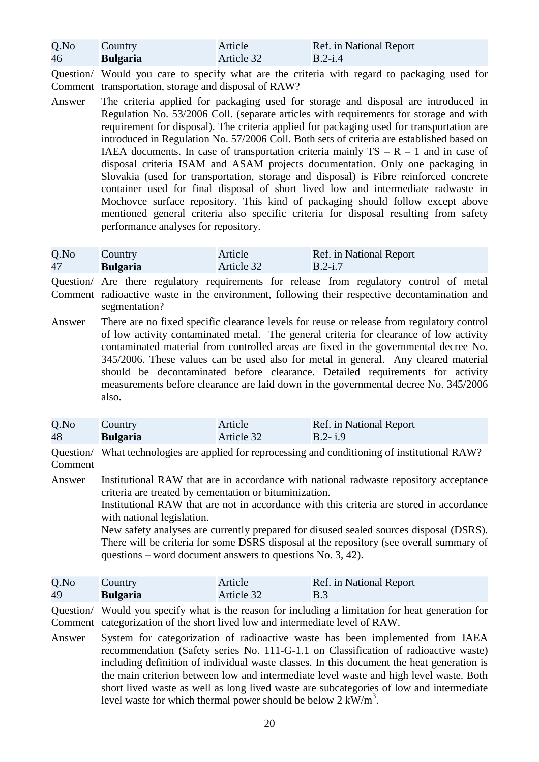| Q.No | Country | Article | Ref. in National Report |
|---|---|---|---|
| 46 | **Bulgaria** | Article 32 | B.2-i.4 |

Question/ Comment: Would you care to specify what are the criteria with regard to packaging used for transportation, storage and disposal of RAW?

Answer: The criteria applied for packaging used for storage and disposal are introduced in Regulation No. 53/2006 Coll. (separate articles with requirements for storage and with requirement for disposal). The criteria applied for packaging used for transportation are introduced in Regulation No. 57/2006 Coll. Both sets of criteria are established based on IAEA documents. In case of transportation criteria mainly TS – R – 1 and in case of disposal criteria ISAM and ASAM projects documentation. Only one packaging in Slovakia (used for transportation, storage and disposal) is Fibre reinforced concrete container used for final disposal of short lived low and intermediate radwaste in Mochovce surface repository. This kind of packaging should follow except above mentioned general criteria also specific criteria for disposal resulting from safety performance analyses for repository.

| Q.No | Country | Article | Ref. in National Report |
|---|---|---|---|
| 47 | **Bulgaria** | Article 32 | B.2-i.7 |

Question/ Comment: Are there regulatory requirements for release from regulatory control of metal radioactive waste in the environment, following their respective decontamination and segmentation?

Answer: There are no fixed specific clearance levels for reuse or release from regulatory control of low activity contaminated metal. The general criteria for clearance of low activity contaminated material from controlled areas are fixed in the governmental decree No. 345/2006. These values can be used also for metal in general. Any cleared material should be decontaminated before clearance. Detailed requirements for activity measurements before clearance are laid down in the governmental decree No. 345/2006 also.

| Q.No | Country | Article | Ref. in National Report |
|---|---|---|---|
| 48 | **Bulgaria** | Article 32 | B.2- i.9 |

Question/ Comment: What technologies are applied for reprocessing and conditioning of institutional RAW?

Answer: Institutional RAW that are in accordance with national radwaste repository acceptance criteria are treated by cementation or bituminization.

Institutional RAW that are not in accordance with this criteria are stored in accordance with national legislation.

New safety analyses are currently prepared for disused sealed sources disposal (DSRS). There will be criteria for some DSRS disposal at the repository (see overall summary of questions – word document answers to questions No. 3, 42).

| Q.No | Country | Article | Ref. in National Report |
|---|---|---|---|
| 49 | **Bulgaria** | Article 32 | B.3 |

Question/ Comment: Would you specify what is the reason for including a limitation for heat generation for categorization of the short lived low and intermediate level of RAW.

Answer: System for categorization of radioactive waste has been implemented from IAEA recommendation (Safety series No. 111-G-1.1 on Classification of radioactive waste) including definition of individual waste classes. In this document the heat generation is the main criterion between low and intermediate level waste and high level waste. Both short lived waste as well as long lived waste are subcategories of low and intermediate level waste for which thermal power should be below 2 $kW/m^3$.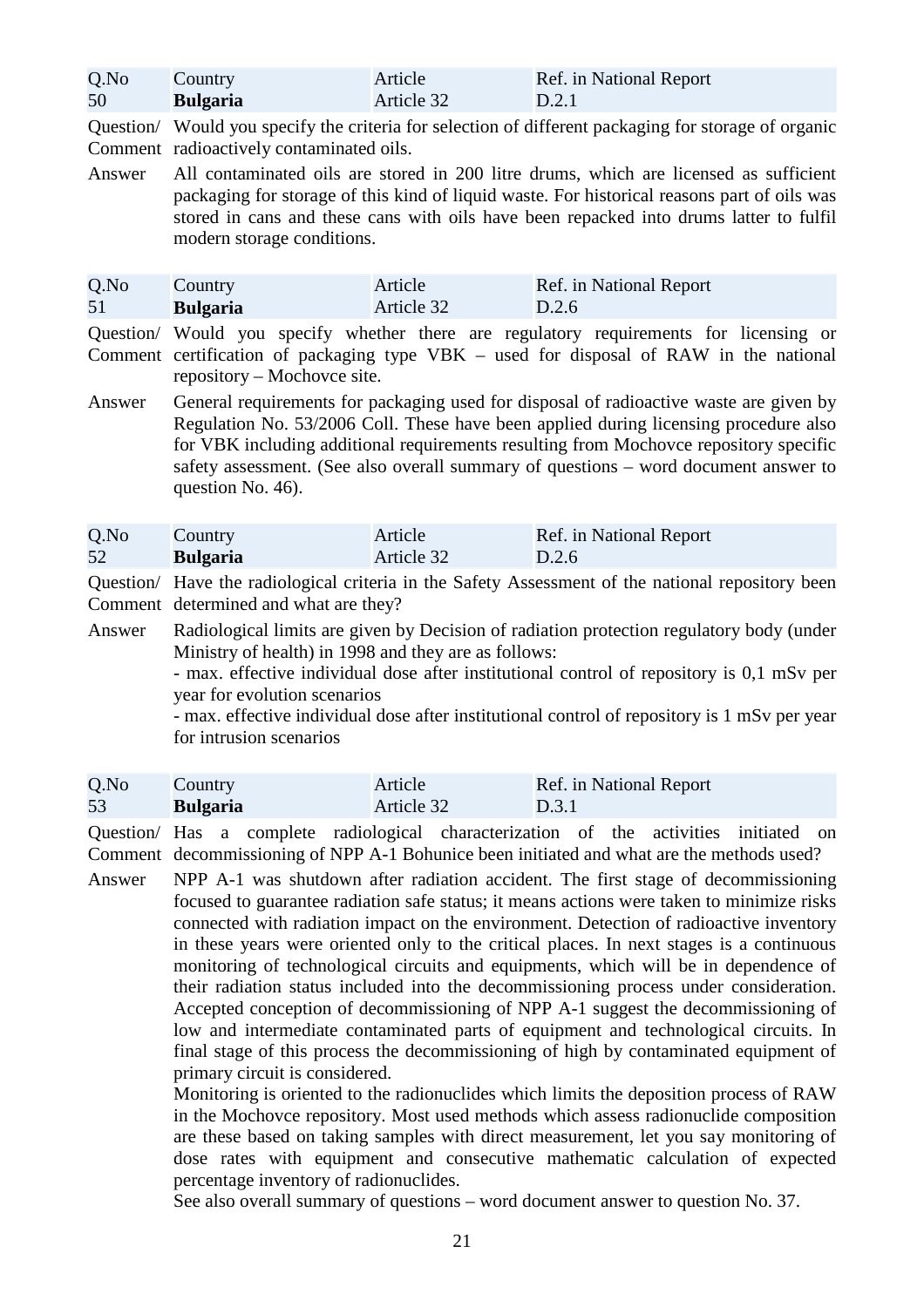| Q.No | Country | Article | Ref. in National Report |
|---|---|---|---|
| 50 | **Bulgaria** | Article 32 | D.2.1 |

Question/ Comment: Would you specify the criteria for selection of different packaging for storage of organic radioactively contaminated oils.

Answer: All contaminated oils are stored in 200 litre drums, which are licensed as sufficient packaging for storage of this kind of liquid waste. For historical reasons part of oils was stored in cans and these cans with oils have been repacked into drums latter to fulfil modern storage conditions.

| Q.No | Country | Article | Ref. in National Report |
|---|---|---|---|
| 51 | **Bulgaria** | Article 32 | D.2.6 |

Question/ Comment: Would you specify whether there are regulatory requirements for licensing or certification of packaging type VBK – used for disposal of RAW in the national repository – Mochovce site.

Answer: General requirements for packaging used for disposal of radioactive waste are given by Regulation No. 53/2006 Coll. These have been applied during licensing procedure also for VBK including additional requirements resulting from Mochovce repository specific safety assessment. (See also overall summary of questions – word document answer to question No. 46).

| Q.No | Country | Article | Ref. in National Report |
|---|---|---|---|
| 52 | **Bulgaria** | Article 32 | D.2.6 |

Question/ Comment: Have the radiological criteria in the Safety Assessment of the national repository been determined and what are they?

Answer: Radiological limits are given by Decision of radiation protection regulatory body (under Ministry of health) in 1998 and they are as follows:
- max. effective individual dose after institutional control of repository is 0,1 mSv per year for evolution scenarios
- max. effective individual dose after institutional control of repository is 1 mSv per year for intrusion scenarios

| Q.No | Country | Article | Ref. in National Report |
|---|---|---|---|
| 53 | **Bulgaria** | Article 32 | D.3.1 |

Question/ Comment: Has a complete radiological characterization of the activities initiated on decommissioning of NPP A-1 Bohunice been initiated and what are the methods used?

Answer: NPP A-1 was shutdown after radiation accident. The first stage of decommissioning focused to guarantee radiation safe status; it means actions were taken to minimize risks connected with radiation impact on the environment. Detection of radioactive inventory in these years were oriented only to the critical places. In next stages is a continuous monitoring of technological circuits and equipments, which will be in dependence of their radiation status included into the decommissioning process under consideration. Accepted conception of decommissioning of NPP A-1 suggest the decommissioning of low and intermediate contaminated parts of equipment and technological circuits. In final stage of this process the decommissioning of high by contaminated equipment of primary circuit is considered.
Monitoring is oriented to the radionuclides which limits the deposition process of RAW in the Mochovce repository. Most used methods which assess radionuclide composition are these based on taking samples with direct measurement, let you say monitoring of dose rates with equipment and consecutive mathematic calculation of expected percentage inventory of radionuclides.
See also overall summary of questions – word document answer to question No. 37.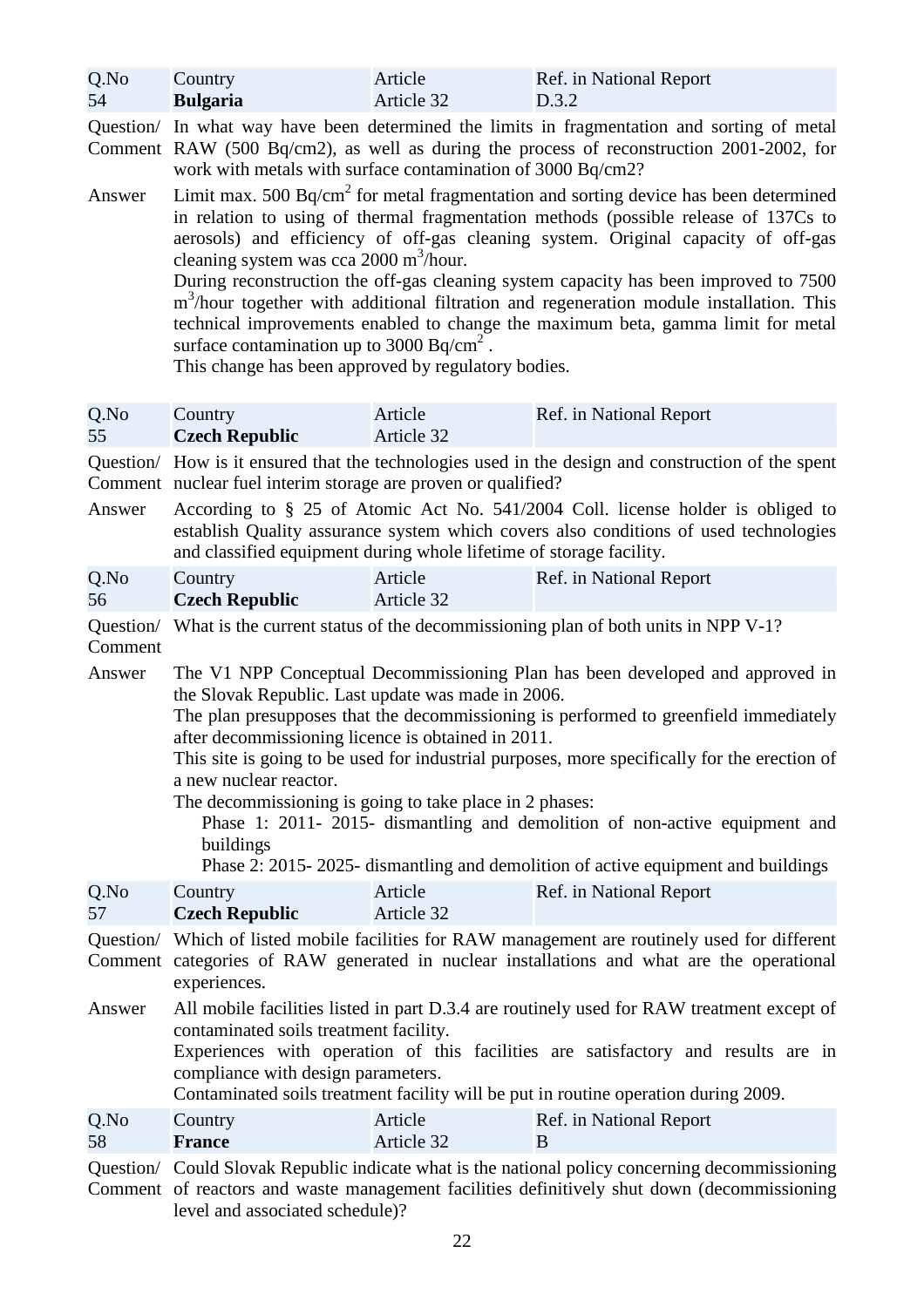| Q.No | Country | Article | Ref. in National Report |
|---|---|---|---|
| 54 | **Bulgaria** | Article 32 | D.3.2 |

**Question/ Comment** In what way have been determined the limits in fragmentation and sorting of metal RAW (500 Bq/cm2), as well as during the process of reconstruction 2001-2002, for work with metals with surface contamination of 3000 Bq/cm2?

**Answer** Limit max. 500 Bq/$cm^2$ for metal fragmentation and sorting device has been determined in relation to using of thermal fragmentation methods (possible release of 137Cs to aerosols) and efficiency of off-gas cleaning system. Original capacity of off-gas cleaning system was cca 2000 $m^3$/hour.

During reconstruction the off-gas cleaning system capacity has been improved to 7500 $m^3$/hour together with additional filtration and regeneration module installation. This technical improvements enabled to change the maximum beta, gamma limit for metal surface contamination up to 3000 Bq/$cm^2$ .

This change has been approved by regulatory bodies.

| Q.No | Country | Article | Ref. in National Report |
|---|---|---|---|
| 55 | **Czech Republic** | Article 32 | |

**Question/ Comment** How is it ensured that the technologies used in the design and construction of the spent nuclear fuel interim storage are proven or qualified?

**Answer** According to § 25 of Atomic Act No. 541/2004 Coll. license holder is obliged to establish Quality assurance system which covers also conditions of used technologies and classified equipment during whole lifetime of storage facility.

| Q.No | Country | Article | Ref. in National Report |
|---|---|---|---|
| 56 | **Czech Republic** | Article 32 | |

**Question/ Comment** What is the current status of the decommissioning plan of both units in NPP V-1?

**Answer** The V1 NPP Conceptual Decommissioning Plan has been developed and approved in the Slovak Republic. Last update was made in 2006.

The plan presupposes that the decommissioning is performed to greenfield immediately after decommissioning licence is obtained in 2011.

This site is going to be used for industrial purposes, more specifically for the erection of a new nuclear reactor.

The decommissioning is going to take place in 2 phases:

- Phase 1: 2011- 2015- dismantling and demolition of non-active equipment and buildings
- Phase 2: 2015- 2025- dismantling and demolition of active equipment and buildings

| Q.No | Country | Article | Ref. in National Report |
|---|---|---|---|
| 57 | **Czech Republic** | Article 32 | |

**Question/ Comment** Which of listed mobile facilities for RAW management are routinely used for different categories of RAW generated in nuclear installations and what are the operational experiences.

**Answer** All mobile facilities listed in part D.3.4 are routinely used for RAW treatment except of contaminated soils treatment facility.

Experiences with operation of this facilities are satisfactory and results are in compliance with design parameters.

Contaminated soils treatment facility will be put in routine operation during 2009.

| Q.No | Country | Article | Ref. in National Report |
|---|---|---|---|
| 58 | **France** | Article 32 | B |

**Question/ Comment** Could Slovak Republic indicate what is the national policy concerning decommissioning of reactors and waste management facilities definitively shut down (decommissioning level and associated schedule)?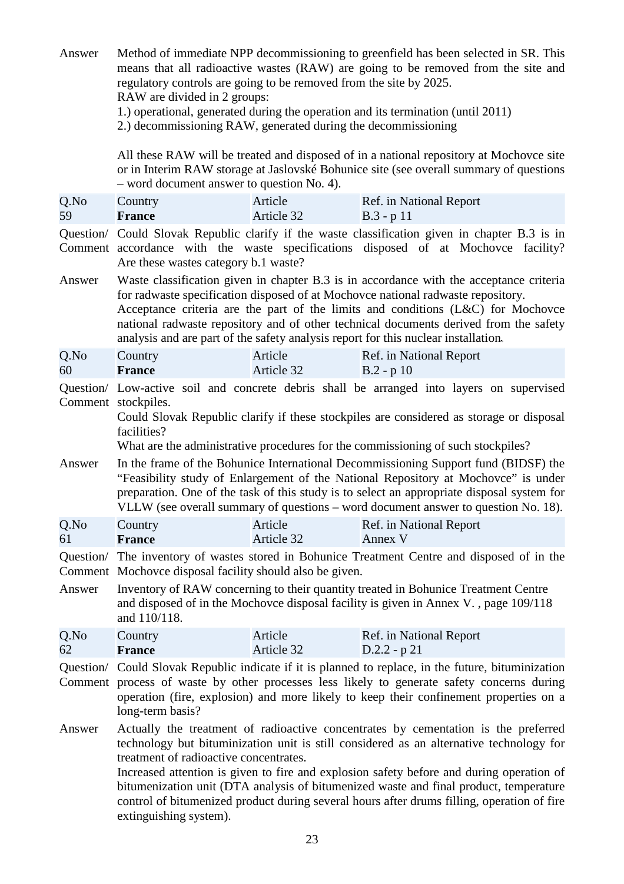| | |
|---|---|
| Answer | Method of immediate NPP decommissioning to greenfield has been selected in SR. This means that all radioactive wastes (RAW) are going to be removed from the site and regulatory controls are going to be removed from the site by 2025.<br>RAW are divided in 2 groups:<br>1.) operational, generated during the operation and its termination (until 2011)<br>2.) decommissioning RAW, generated during the decommissioning<br><br>All these RAW will be treated and disposed of in a national repository at Mochovce site or in Interim RAW storage at Jaslovské Bohunice site (see overall summary of questions – word document answer to question No. 4). |

| Q.No | Country | Article | Ref. in National Report |
|---|---|---|---|
| 59 | **France** | Article 32 | B.3 - p 11 |

**Question/ Comment** Could Slovak Republic clarify if the waste classification given in chapter B.3 is in accordance with the waste specifications disposed of at Mochovce facility? Are these wastes category b.1 waste?

**Answer** Waste classification given in chapter B.3 is in accordance with the acceptance criteria for radwaste specification disposed of at Mochovce national radwaste repository.
Acceptance criteria are the part of the limits and conditions (L&C) for Mochovce national radwaste repository and of other technical documents derived from the safety analysis and are part of the safety analysis report for this nuclear installation.

| Q.No | Country | Article | Ref. in National Report |
|---|---|---|---|
| 60 | **France** | Article 32 | B.2 - p 10 |

**Question/ Comment** Low-active soil and concrete debris shall be arranged into layers on supervised stockpiles.
Could Slovak Republic clarify if these stockpiles are considered as storage or disposal facilities?
What are the administrative procedures for the commissioning of such stockpiles?

**Answer** In the frame of the Bohunice International Decommissioning Support fund (BIDSF) the "Feasibility study of Enlargement of the National Repository at Mochovce" is under preparation. One of the task of this study is to select an appropriate disposal system for VLLW (see overall summary of questions – word document answer to question No. 18).

| Q.No | Country | Article | Ref. in National Report |
|---|---|---|---|
| 61 | **France** | Article 32 | Annex V |

**Question/ Comment** The inventory of wastes stored in Bohunice Treatment Centre and disposed of in the Mochovce disposal facility should also be given.

**Answer** Inventory of RAW concerning to their quantity treated in Bohunice Treatment Centre and disposed of in the Mochovce disposal facility is given in Annex V. , page 109/118 and 110/118.

| Q.No | Country | Article | Ref. in National Report |
|---|---|---|---|
| 62 | **France** | Article 32 | D.2.2 - p 21 |

**Question/ Comment** Could Slovak Republic indicate if it is planned to replace, in the future, bituminization process of waste by other processes less likely to generate safety concerns during operation (fire, explosion) and more likely to keep their confinement properties on a long-term basis?

**Answer** Actually the treatment of radioactive concentrates by cementation is the preferred technology but bituminization unit is still considered as an alternative technology for treatment of radioactive concentrates.
Increased attention is given to fire and explosion safety before and during operation of bitumenization unit (DTA analysis of bitumenized waste and final product, temperature control of bitumenized product during several hours after drums filling, operation of fire extinguishing system).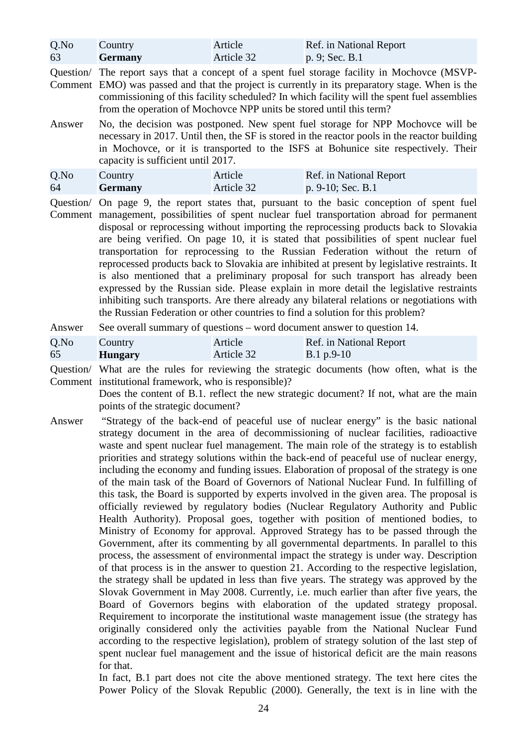| Q.No | Country | Article | Ref. in National Report |
|---|---|---|---|
| 63 | **Germany** | Article 32 | p. 9; Sec. B.1 |

Question/ Comment: The report says that a concept of a spent fuel storage facility in Mochovce (MSVP-EMO) was passed and that the project is currently in its preparatory stage. When is the commissioning of this facility scheduled? In which facility will the spent fuel assemblies from the operation of Mochovce NPP units be stored until this term?

Answer: No, the decision was postponed. New spent fuel storage for NPP Mochovce will be necessary in 2017. Until then, the SF is stored in the reactor pools in the reactor building in Mochovce, or it is transported to the ISFS at Bohunice site respectively. Their capacity is sufficient until 2017.

| Q.No | Country | Article | Ref. in National Report |
|---|---|---|---|
| 64 | **Germany** | Article 32 | p. 9-10; Sec. B.1 |

Question/ Comment: On page 9, the report states that, pursuant to the basic conception of spent fuel management, possibilities of spent nuclear fuel transportation abroad for permanent disposal or reprocessing without importing the reprocessing products back to Slovakia are being verified. On page 10, it is stated that possibilities of spent nuclear fuel transportation for reprocessing to the Russian Federation without the return of reprocessed products back to Slovakia are inhibited at present by legislative restraints. It is also mentioned that a preliminary proposal for such transport has already been expressed by the Russian side. Please explain in more detail the legislative restraints inhibiting such transports. Are there already any bilateral relations or negotiations with the Russian Federation or other countries to find a solution for this problem?

Answer: See overall summary of questions – word document answer to question 14.

| Q.No | Country | Article | Ref. in National Report |
|---|---|---|---|
| 65 | **Hungary** | Article 32 | B.1 p.9-10 |

Question/ Comment: What are the rules for reviewing the strategic documents (how often, what is the institutional framework, who is responsible)?

Does the content of B.1. reflect the new strategic document? If not, what are the main points of the strategic document?

Answer: "Strategy of the back-end of peaceful use of nuclear energy" is the basic national strategy document in the area of decommissioning of nuclear facilities, radioactive waste and spent nuclear fuel management. The main role of the strategy is to establish priorities and strategy solutions within the back-end of peaceful use of nuclear energy, including the economy and funding issues. Elaboration of proposal of the strategy is one of the main task of the Board of Governors of National Nuclear Fund. In fulfilling of this task, the Board is supported by experts involved in the given area. The proposal is officially reviewed by regulatory bodies (Nuclear Regulatory Authority and Public Health Authority). Proposal goes, together with position of mentioned bodies, to Ministry of Economy for approval. Approved Strategy has to be passed through the Government, after its commenting by all governmental departments. In parallel to this process, the assessment of environmental impact the strategy is under way. Description of that process is in the answer to question 21. According to the respective legislation, the strategy shall be updated in less than five years. The strategy was approved by the Slovak Government in May 2008. Currently, i.e. much earlier than after five years, the Board of Governors begins with elaboration of the updated strategy proposal. Requirement to incorporate the institutional waste management issue (the strategy has originally considered only the activities payable from the National Nuclear Fund according to the respective legislation), problem of strategy solution of the last step of spent nuclear fuel management and the issue of historical deficit are the main reasons for that.

In fact, B.1 part does not cite the above mentioned strategy. The text here cites the Power Policy of the Slovak Republic (2000). Generally, the text is in line with the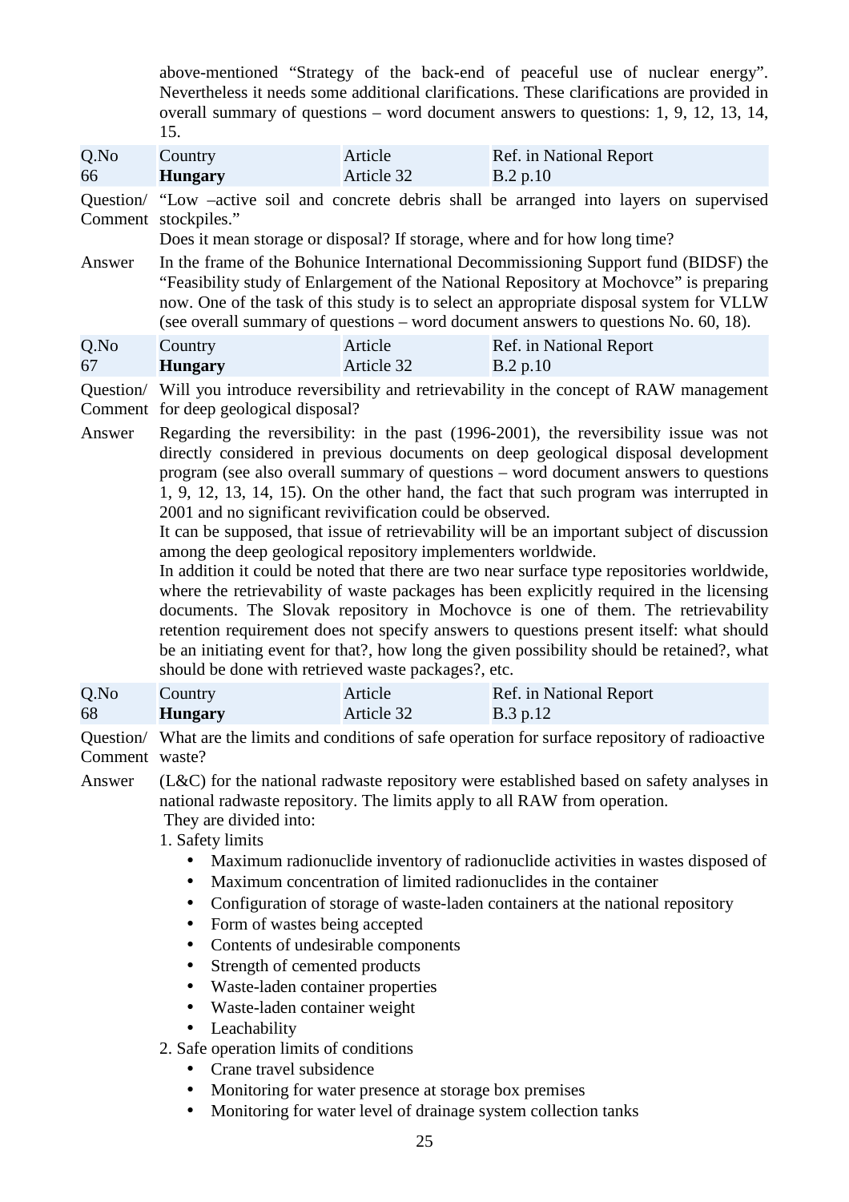above-mentioned "Strategy of the back-end of peaceful use of nuclear energy". Nevertheless it needs some additional clarifications. These clarifications are provided in overall summary of questions – word document answers to questions: 1, 9, 12, 13, 14, 15.

| Q.No | Country | Article | Ref. in National Report |
|---|---|---|---|
| 66 | **Hungary** | Article 32 | B.2 p.10 |

**Question/ Comment** "Low –active soil and concrete debris shall be arranged into layers on supervised stockpiles."
Does it mean storage or disposal? If storage, where and for how long time?

**Answer** In the frame of the Bohunice International Decommissioning Support fund (BIDSF) the "Feasibility study of Enlargement of the National Repository at Mochovce" is preparing now. One of the task of this study is to select an appropriate disposal system for VLLW (see overall summary of questions – word document answers to questions No. 60, 18).

| Q.No | Country | Article | Ref. in National Report |
|---|---|---|---|
| 67 | **Hungary** | Article 32 | B.2 p.10 |

**Question/ Comment** Will you introduce reversibility and retrievability in the concept of RAW management for deep geological disposal?

**Answer** Regarding the reversibility: in the past (1996-2001), the reversibility issue was not directly considered in previous documents on deep geological disposal development program (see also overall summary of questions – word document answers to questions 1, 9, 12, 13, 14, 15). On the other hand, the fact that such program was interrupted in 2001 and no significant revivification could be observed.
It can be supposed, that issue of retrievability will be an important subject of discussion among the deep geological repository implementers worldwide.
In addition it could be noted that there are two near surface type repositories worldwide, where the retrievability of waste packages has been explicitly required in the licensing documents. The Slovak repository in Mochovce is one of them. The retrievability retention requirement does not specify answers to questions present itself: what should be an initiating event for that?, how long the given possibility should be retained?, what should be done with retrieved waste packages?, etc.

| Q.No | Country | Article | Ref. in National Report |
|---|---|---|---|
| 68 | **Hungary** | Article 32 | B.3 p.12 |

**Question/ Comment** What are the limits and conditions of safe operation for surface repository of radioactive waste?

**Answer** (L&C) for the national radwaste repository were established based on safety analyses in national radwaste repository. The limits apply to all RAW from operation.
They are divided into:

1. Safety limits
   - Maximum radionuclide inventory of radionuclide activities in wastes disposed of
   - Maximum concentration of limited radionuclides in the container
   - Configuration of storage of waste-laden containers at the national repository
   - Form of wastes being accepted
   - Contents of undesirable components
   - Strength of cemented products
   - Waste-laden container properties
   - Waste-laden container weight
   - Leachability
2. Safe operation limits of conditions
   - Crane travel subsidence
   - Monitoring for water presence at storage box premises
   - Monitoring for water level of drainage system collection tanks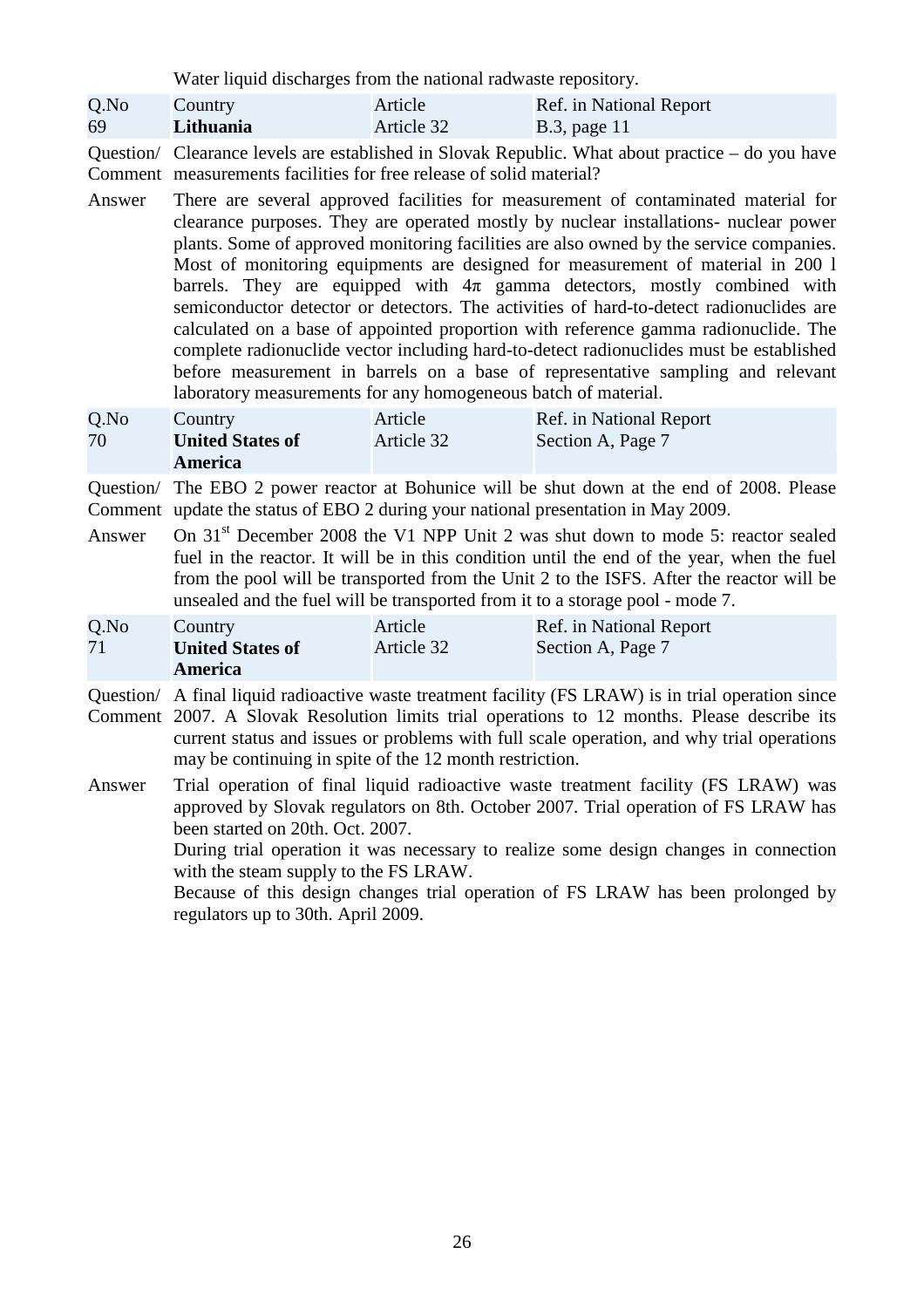Water liquid discharges from the national radwaste repository.

| Q.No | Country | Article | Ref. in National Report |
|---|---|---|---|
| 69 | **Lithuania** | Article 32 | B.3, page 11 |

Question/ Comment: Clearance levels are established in Slovak Republic. What about practice – do you have measurements facilities for free release of solid material?

Answer: There are several approved facilities for measurement of contaminated material for clearance purposes. They are operated mostly by nuclear installations- nuclear power plants. Some of approved monitoring facilities are also owned by the service companies. Most of monitoring equipments are designed for measurement of material in 200 l barrels. They are equipped with $4\pi$ gamma detectors, mostly combined with semiconductor detector or detectors. The activities of hard-to-detect radionuclides are calculated on a base of appointed proportion with reference gamma radionuclide. The complete radionuclide vector including hard-to-detect radionuclides must be established before measurement in barrels on a base of representative sampling and relevant laboratory measurements for any homogeneous batch of material.

| Q.No | Country | Article | Ref. in National Report |
|---|---|---|---|
| 70 | **United States of America** | Article 32 | Section A, Page 7 |

Question/ Comment: The EBO 2 power reactor at Bohunice will be shut down at the end of 2008. Please update the status of EBO 2 during your national presentation in May 2009.

Answer: On 31st December 2008 the V1 NPP Unit 2 was shut down to mode 5: reactor sealed fuel in the reactor. It will be in this condition until the end of the year, when the fuel from the pool will be transported from the Unit 2 to the ISFS. After the reactor will be unsealed and the fuel will be transported from it to a storage pool - mode 7.

| Q.No | Country | Article | Ref. in National Report |
|---|---|---|---|
| 71 | **United States of America** | Article 32 | Section A, Page 7 |

Question/ Comment: A final liquid radioactive waste treatment facility (FS LRAW) is in trial operation since 2007. A Slovak Resolution limits trial operations to 12 months. Please describe its current status and issues or problems with full scale operation, and why trial operations may be continuing in spite of the 12 month restriction.

Answer: Trial operation of final liquid radioactive waste treatment facility (FS LRAW) was approved by Slovak regulators on 8th. October 2007. Trial operation of FS LRAW has been started on 20th. Oct. 2007.

During trial operation it was necessary to realize some design changes in connection with the steam supply to the FS LRAW.

Because of this design changes trial operation of FS LRAW has been prolonged by regulators up to 30th. April 2009.